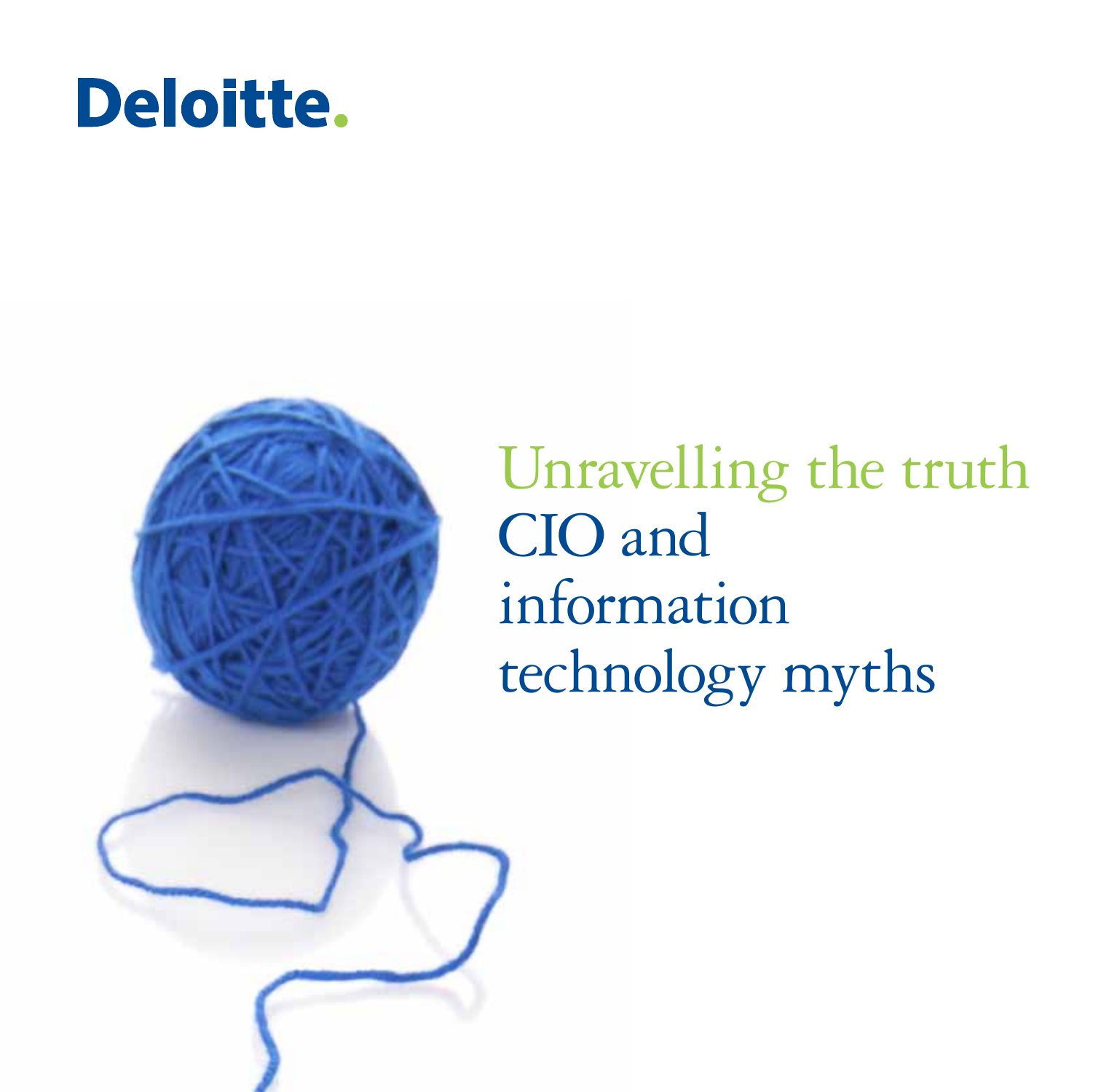Deloitte.

# Unravelling the truth

# CIO and information technology myths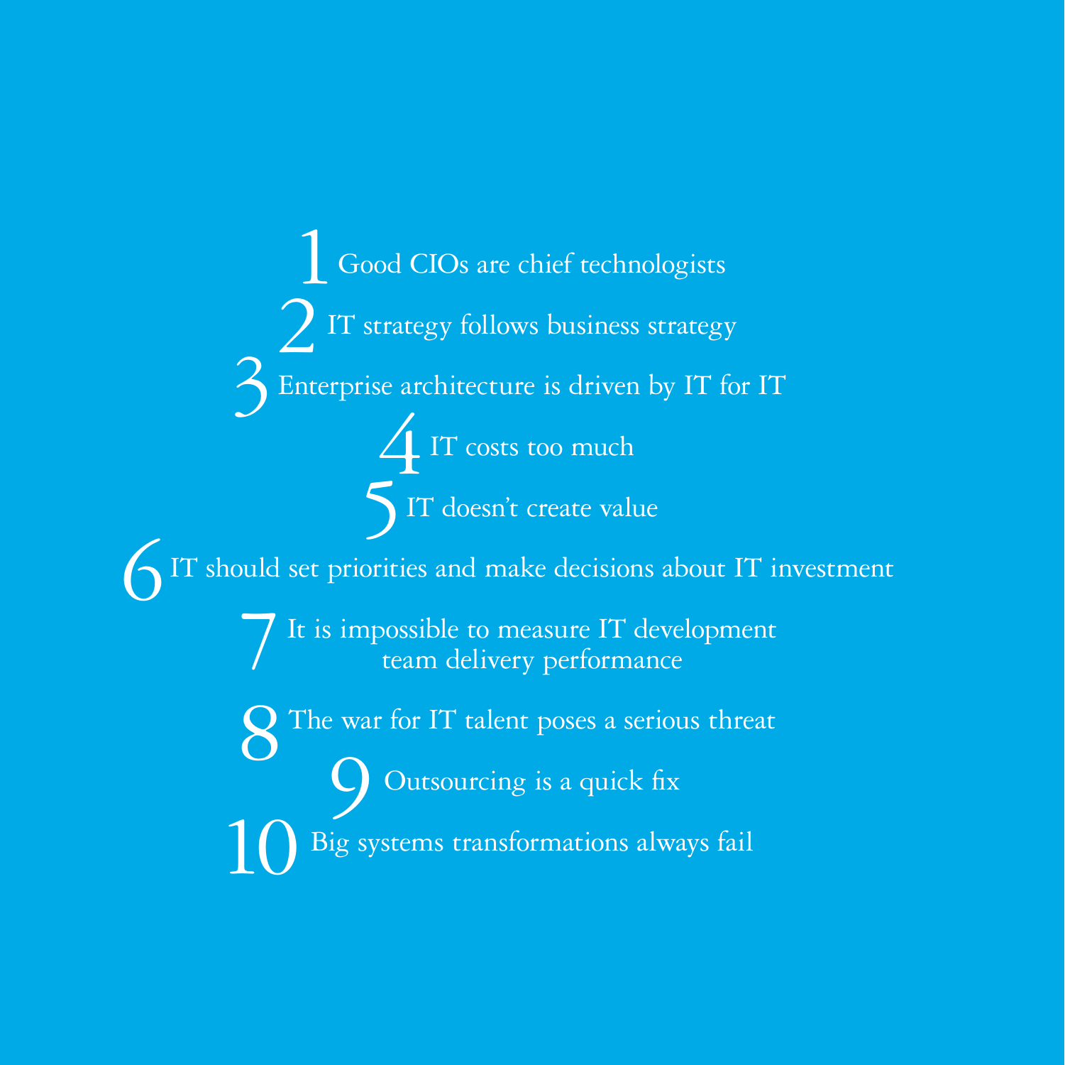1. Good CIOs are chief technologists
2. IT strategy follows business strategy
3. Enterprise architecture is driven by IT for IT
4. IT costs too much
5. IT doesn't create value
6. IT should set priorities and make decisions about IT investment
7. It is impossible to measure IT development team delivery performance
8. The war for IT talent poses a serious threat
9. Outsourcing is a quick fix
10. Big systems transformations always fail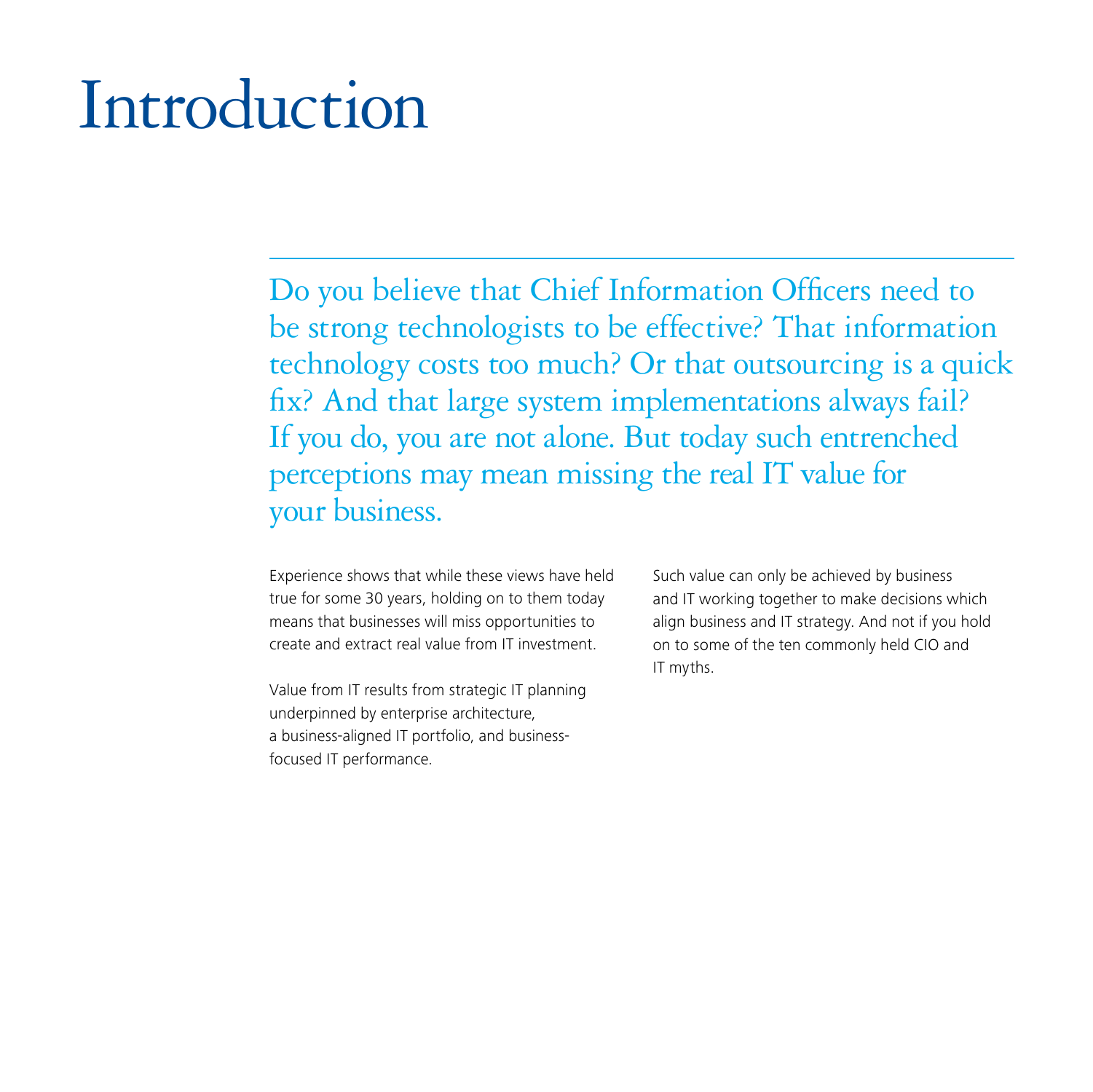# Introduction

Do you believe that Chief Information Officers need to be strong technologists to be effective? That information technology costs too much? Or that outsourcing is a quick fix? And that large system implementations always fail? If you do, you are not alone. But today such entrenched perceptions may mean missing the real IT value for your business.

Experience shows that while these views have held true for some 30 years, holding on to them today means that businesses will miss opportunities to create and extract real value from IT investment.

Value from IT results from strategic IT planning underpinned by enterprise architecture, a business-aligned IT portfolio, and business-focused IT performance.

Such value can only be achieved by business and IT working together to make decisions which align business and IT strategy. And not if you hold on to some of the ten commonly held CIO and IT myths.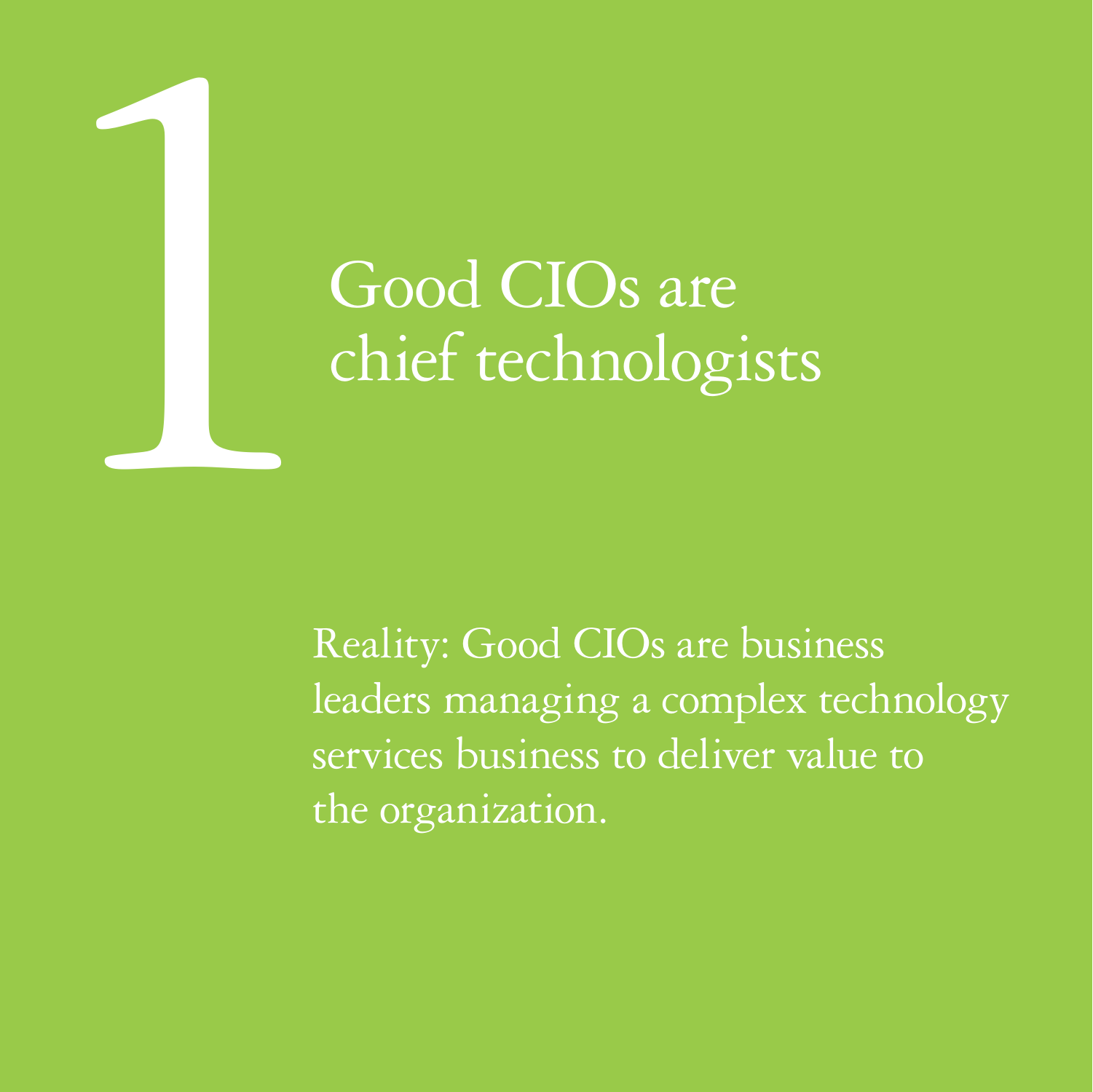# 1

## Good CIOs are chief technologists

Reality: Good CIOs are business leaders managing a complex technology services business to deliver value to the organization.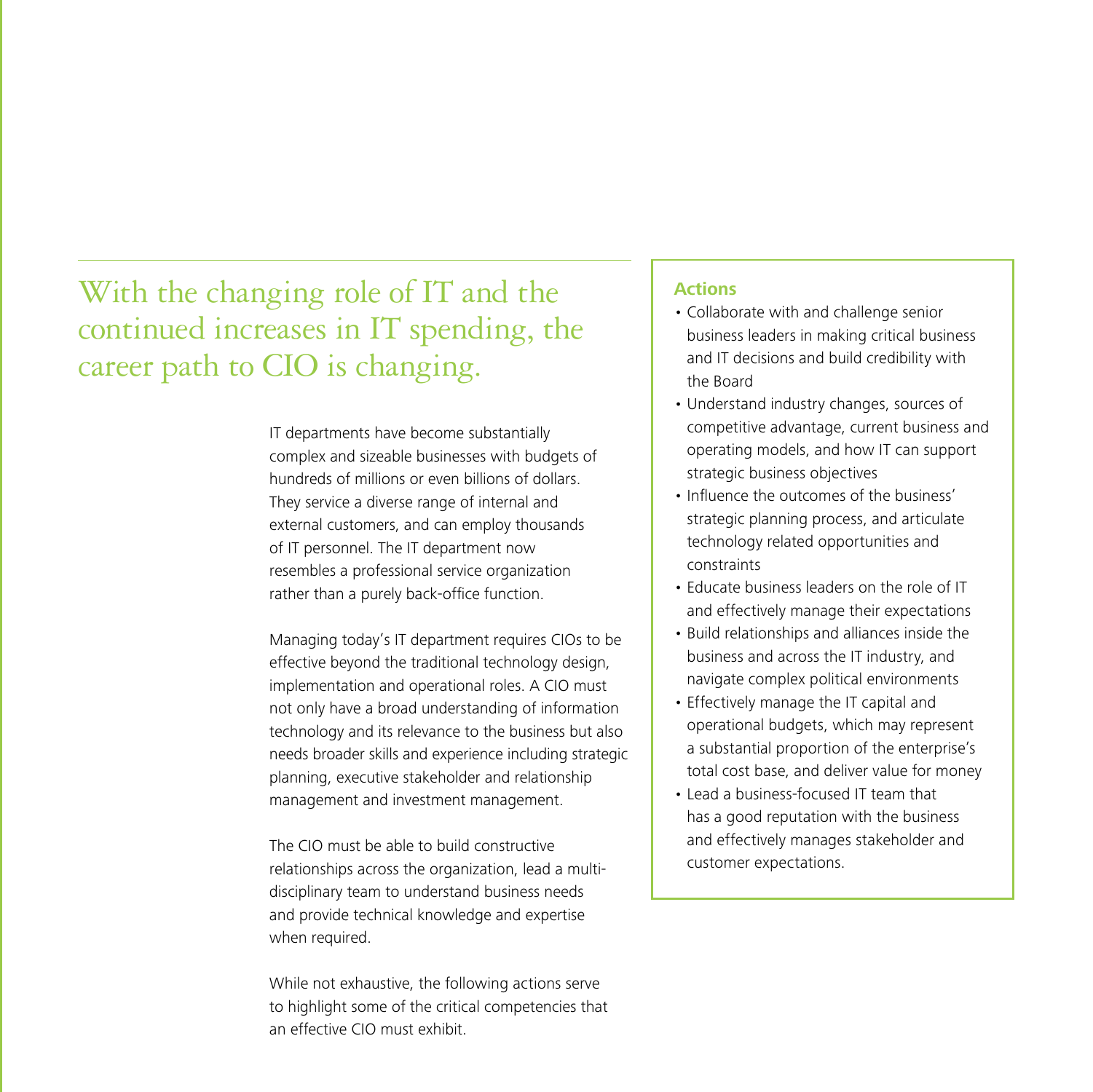## With the changing role of IT and the continued increases in IT spending, the career path to CIO is changing.

IT departments have become substantially complex and sizeable businesses with budgets of hundreds of millions or even billions of dollars. They service a diverse range of internal and external customers, and can employ thousands of IT personnel. The IT department now resembles a professional service organization rather than a purely back-office function.

Managing today's IT department requires CIOs to be effective beyond the traditional technology design, implementation and operational roles. A CIO must not only have a broad understanding of information technology and its relevance to the business but also needs broader skills and experience including strategic planning, executive stakeholder and relationship management and investment management.

The CIO must be able to build constructive relationships across the organization, lead a multi-disciplinary team to understand business needs and provide technical knowledge and expertise when required.

While not exhaustive, the following actions serve to highlight some of the critical competencies that an effective CIO must exhibit.

**Actions**

- Collaborate with and challenge senior business leaders in making critical business and IT decisions and build credibility with the Board
- Understand industry changes, sources of competitive advantage, current business and operating models, and how IT can support strategic business objectives
- Influence the outcomes of the business' strategic planning process, and articulate technology related opportunities and constraints
- Educate business leaders on the role of IT and effectively manage their expectations
- Build relationships and alliances inside the business and across the IT industry, and navigate complex political environments
- Effectively manage the IT capital and operational budgets, which may represent a substantial proportion of the enterprise's total cost base, and deliver value for money
- Lead a business-focused IT team that has a good reputation with the business and effectively manages stakeholder and customer expectations.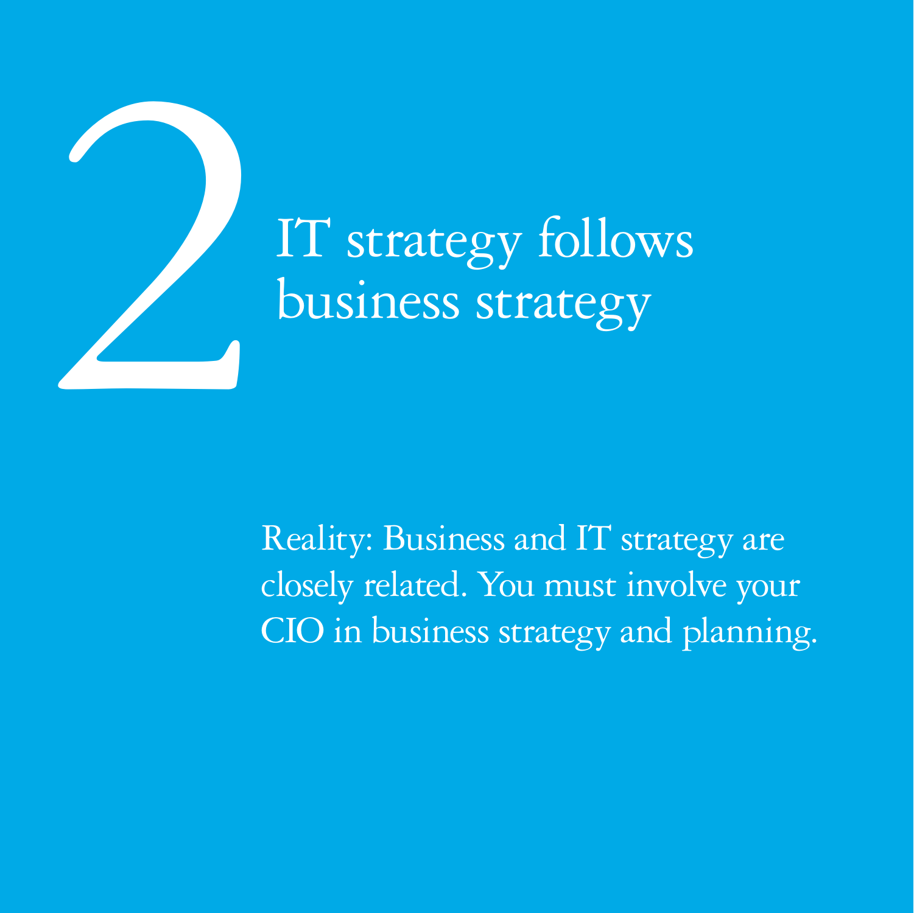# 2 IT strategy follows business strategy

Reality: Business and IT strategy are closely related. You must involve your CIO in business strategy and planning.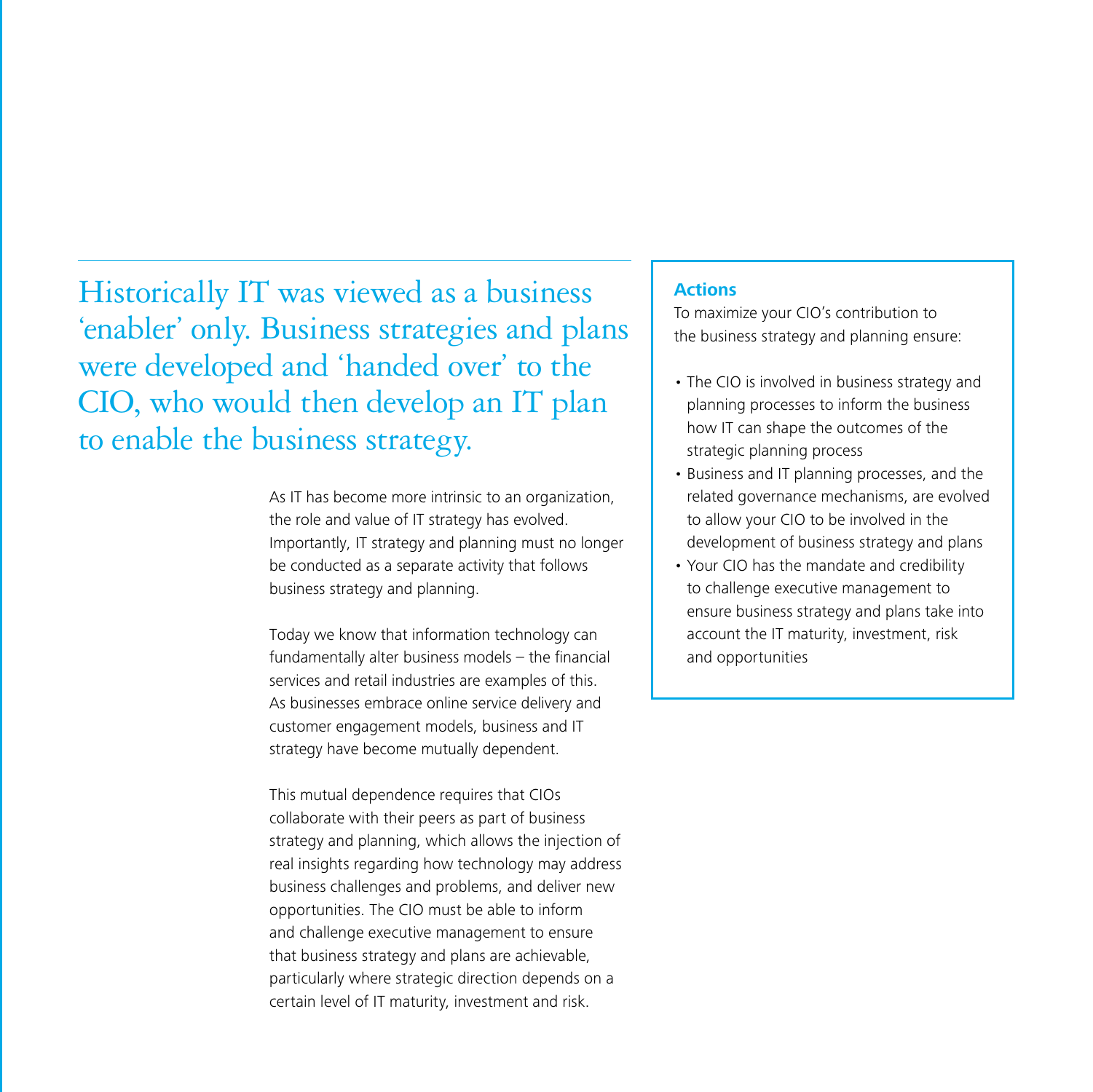Historically IT was viewed as a business 'enabler' only. Business strategies and plans were developed and 'handed over' to the CIO, who would then develop an IT plan to enable the business strategy.

As IT has become more intrinsic to an organization, the role and value of IT strategy has evolved. Importantly, IT strategy and planning must no longer be conducted as a separate activity that follows business strategy and planning.

Today we know that information technology can fundamentally alter business models – the financial services and retail industries are examples of this. As businesses embrace online service delivery and customer engagement models, business and IT strategy have become mutually dependent.

This mutual dependence requires that CIOs collaborate with their peers as part of business strategy and planning, which allows the injection of real insights regarding how technology may address business challenges and problems, and deliver new opportunities. The CIO must be able to inform and challenge executive management to ensure that business strategy and plans are achievable, particularly where strategic direction depends on a certain level of IT maturity, investment and risk.

**Actions**

To maximize your CIO's contribution to the business strategy and planning ensure:

- The CIO is involved in business strategy and planning processes to inform the business how IT can shape the outcomes of the strategic planning process
- Business and IT planning processes, and the related governance mechanisms, are evolved to allow your CIO to be involved in the development of business strategy and plans
- Your CIO has the mandate and credibility to challenge executive management to ensure business strategy and plans take into account the IT maturity, investment, risk and opportunities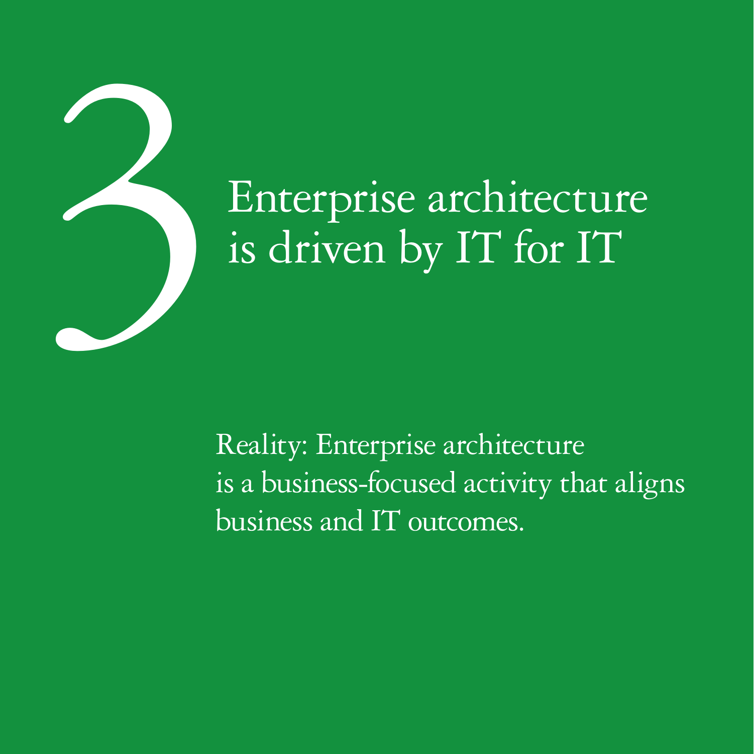# 3 Enterprise architecture is driven by IT for IT

Reality: Enterprise architecture is a business-focused activity that aligns business and IT outcomes.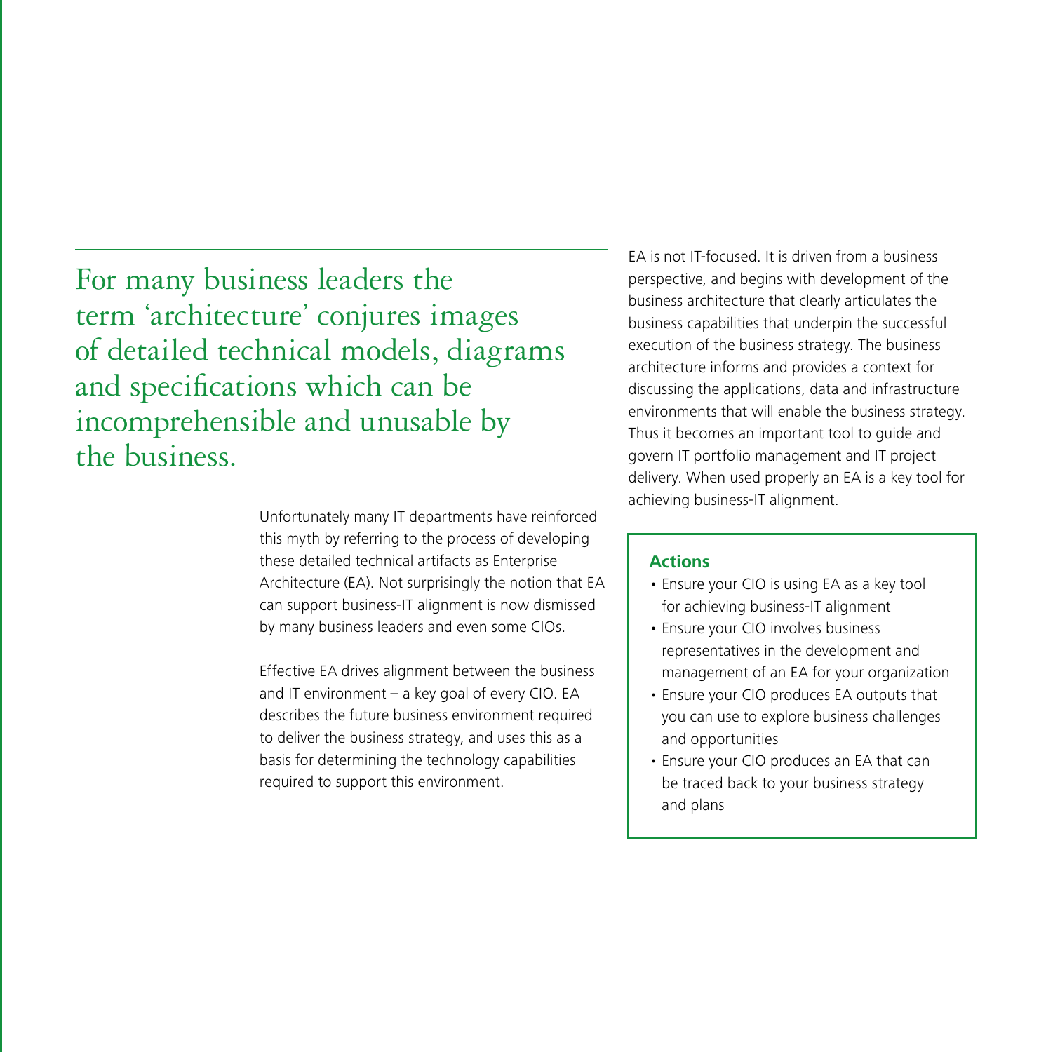For many business leaders the term 'architecture' conjures images of detailed technical models, diagrams and specifications which can be incomprehensible and unusable by the business.

Unfortunately many IT departments have reinforced this myth by referring to the process of developing these detailed technical artifacts as Enterprise Architecture (EA). Not surprisingly the notion that EA can support business-IT alignment is now dismissed by many business leaders and even some CIOs.

Effective EA drives alignment between the business and IT environment – a key goal of every CIO. EA describes the future business environment required to deliver the business strategy, and uses this as a basis for determining the technology capabilities required to support this environment.

EA is not IT-focused. It is driven from a business perspective, and begins with development of the business architecture that clearly articulates the business capabilities that underpin the successful execution of the business strategy. The business architecture informs and provides a context for discussing the applications, data and infrastructure environments that will enable the business strategy. Thus it becomes an important tool to guide and govern IT portfolio management and IT project delivery. When used properly an EA is a key tool for achieving business-IT alignment.

**Actions**

- Ensure your CIO is using EA as a key tool for achieving business-IT alignment
- Ensure your CIO involves business representatives in the development and management of an EA for your organization
- Ensure your CIO produces EA outputs that you can use to explore business challenges and opportunities
- Ensure your CIO produces an EA that can be traced back to your business strategy and plans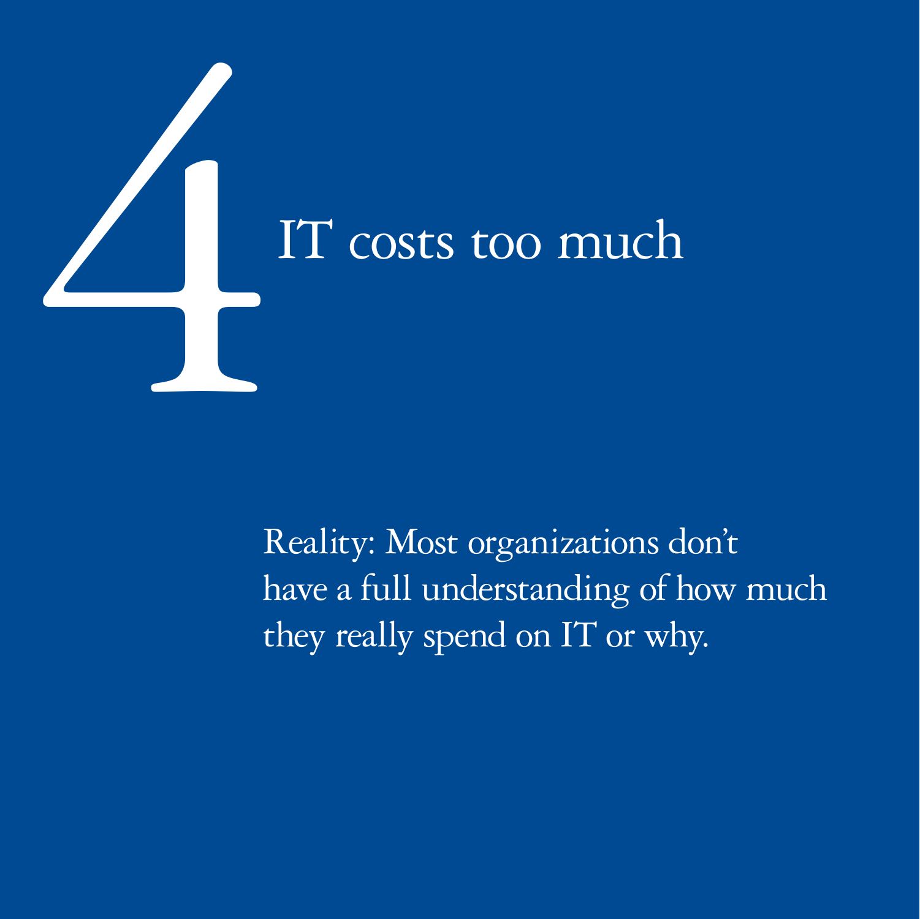# 4 IT costs too much

Reality: Most organizations don't have a full understanding of how much they really spend on IT or why.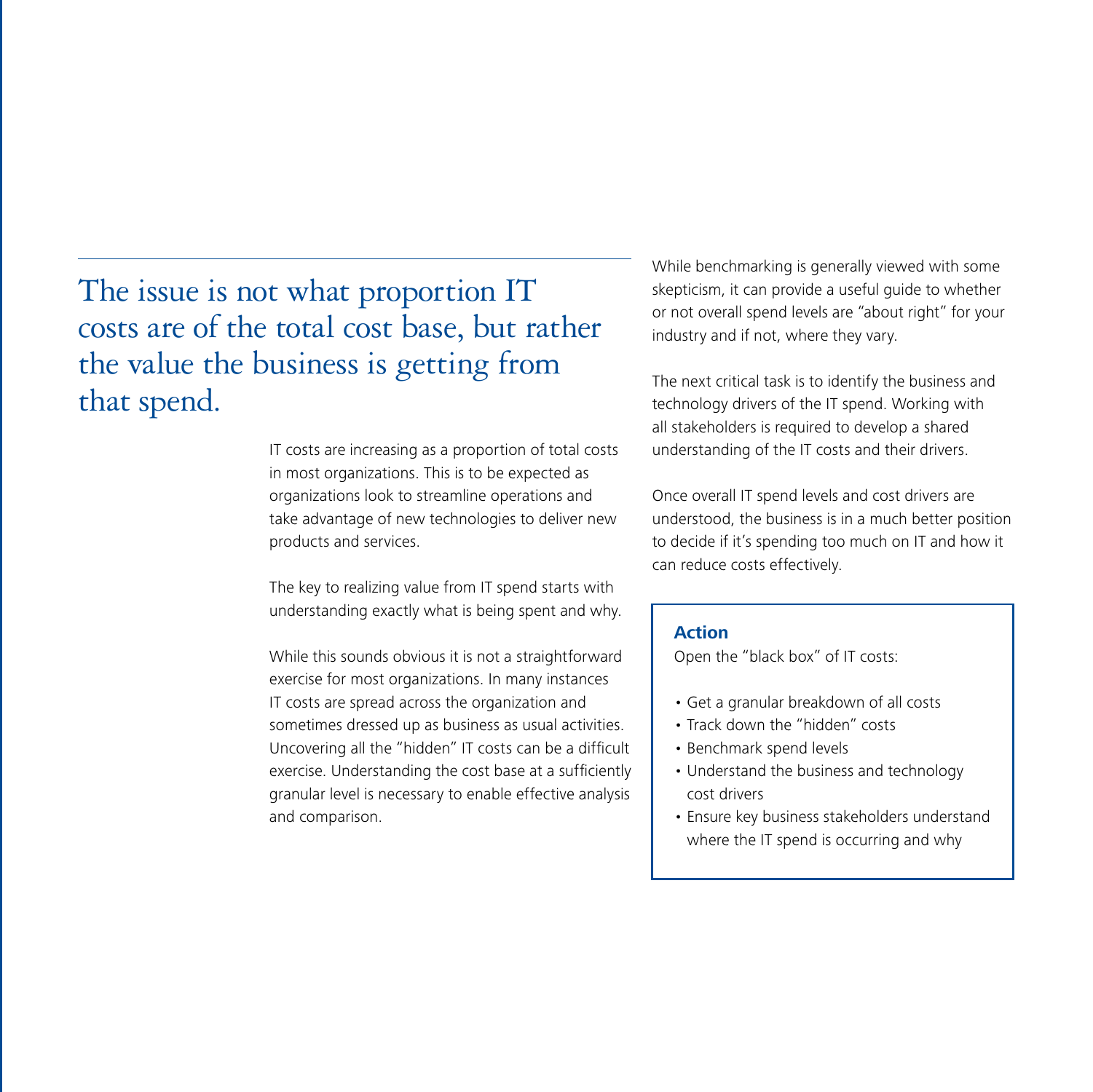## The issue is not what proportion IT costs are of the total cost base, but rather the value the business is getting from that spend.

IT costs are increasing as a proportion of total costs in most organizations. This is to be expected as organizations look to streamline operations and take advantage of new technologies to deliver new products and services.

The key to realizing value from IT spend starts with understanding exactly what is being spent and why.

While this sounds obvious it is not a straightforward exercise for most organizations. In many instances IT costs are spread across the organization and sometimes dressed up as business as usual activities. Uncovering all the "hidden" IT costs can be a difficult exercise. Understanding the cost base at a sufficiently granular level is necessary to enable effective analysis and comparison.

While benchmarking is generally viewed with some skepticism, it can provide a useful guide to whether or not overall spend levels are "about right" for your industry and if not, where they vary.

The next critical task is to identify the business and technology drivers of the IT spend. Working with all stakeholders is required to develop a shared understanding of the IT costs and their drivers.

Once overall IT spend levels and cost drivers are understood, the business is in a much better position to decide if it's spending too much on IT and how it can reduce costs effectively.

**Action**

Open the "black box" of IT costs:

- Get a granular breakdown of all costs
- Track down the "hidden" costs
- Benchmark spend levels
- Understand the business and technology cost drivers
- Ensure key business stakeholders understand where the IT spend is occurring and why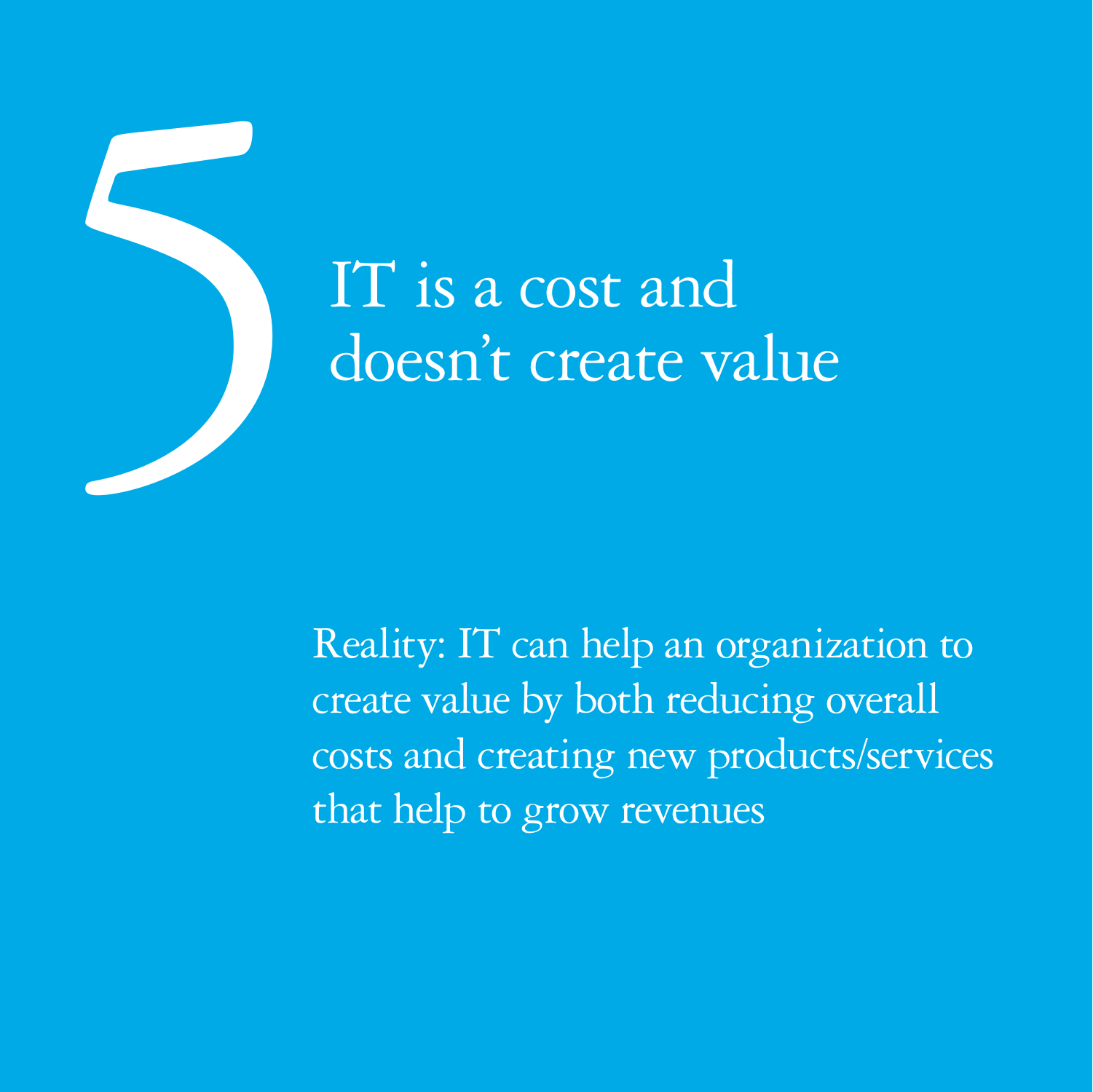# 5 IT is a cost and doesn't create value

Reality: IT can help an organization to create value by both reducing overall costs and creating new products/services that help to grow revenues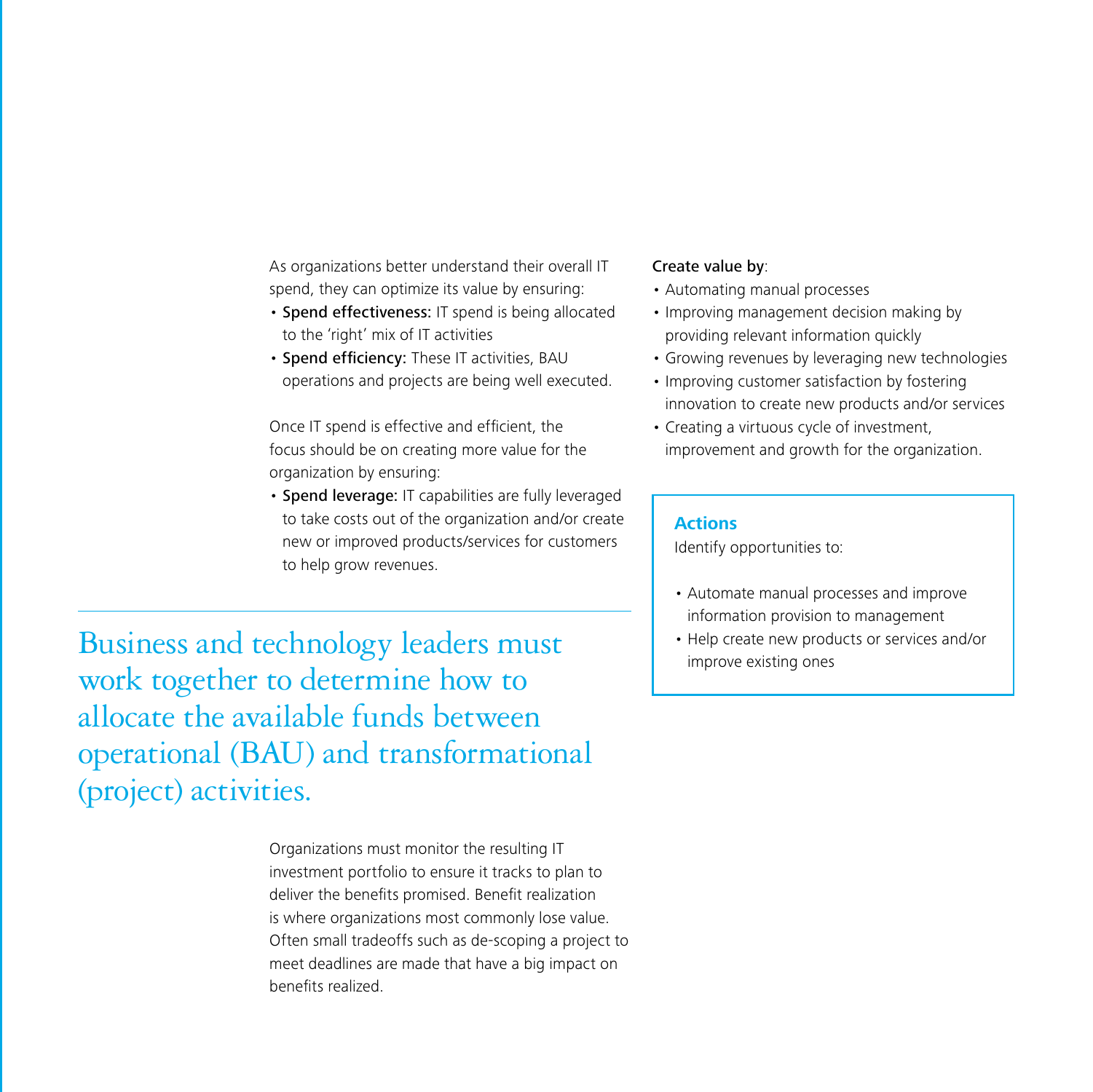As organizations better understand their overall IT spend, they can optimize its value by ensuring:

- **Spend effectiveness:** IT spend is being allocated to the 'right' mix of IT activities
- **Spend efficiency:** These IT activities, BAU operations and projects are being well executed.

Once IT spend is effective and efficient, the focus should be on creating more value for the organization by ensuring:

- **Spend leverage:** IT capabilities are fully leveraged to take costs out of the organization and/or create new or improved products/services for customers to help grow revenues.

## Business and technology leaders must work together to determine how to allocate the available funds between operational (BAU) and transformational (project) activities.

Organizations must monitor the resulting IT investment portfolio to ensure it tracks to plan to deliver the benefits promised. Benefit realization is where organizations most commonly lose value. Often small tradeoffs such as de-scoping a project to meet deadlines are made that have a big impact on benefits realized.

**Create value by**:

- Automating manual processes
- Improving management decision making by providing relevant information quickly
- Growing revenues by leveraging new technologies
- Improving customer satisfaction by fostering innovation to create new products and/or services
- Creating a virtuous cycle of investment, improvement and growth for the organization.

### Actions

Identify opportunities to:

- Automate manual processes and improve information provision to management
- Help create new products or services and/or improve existing ones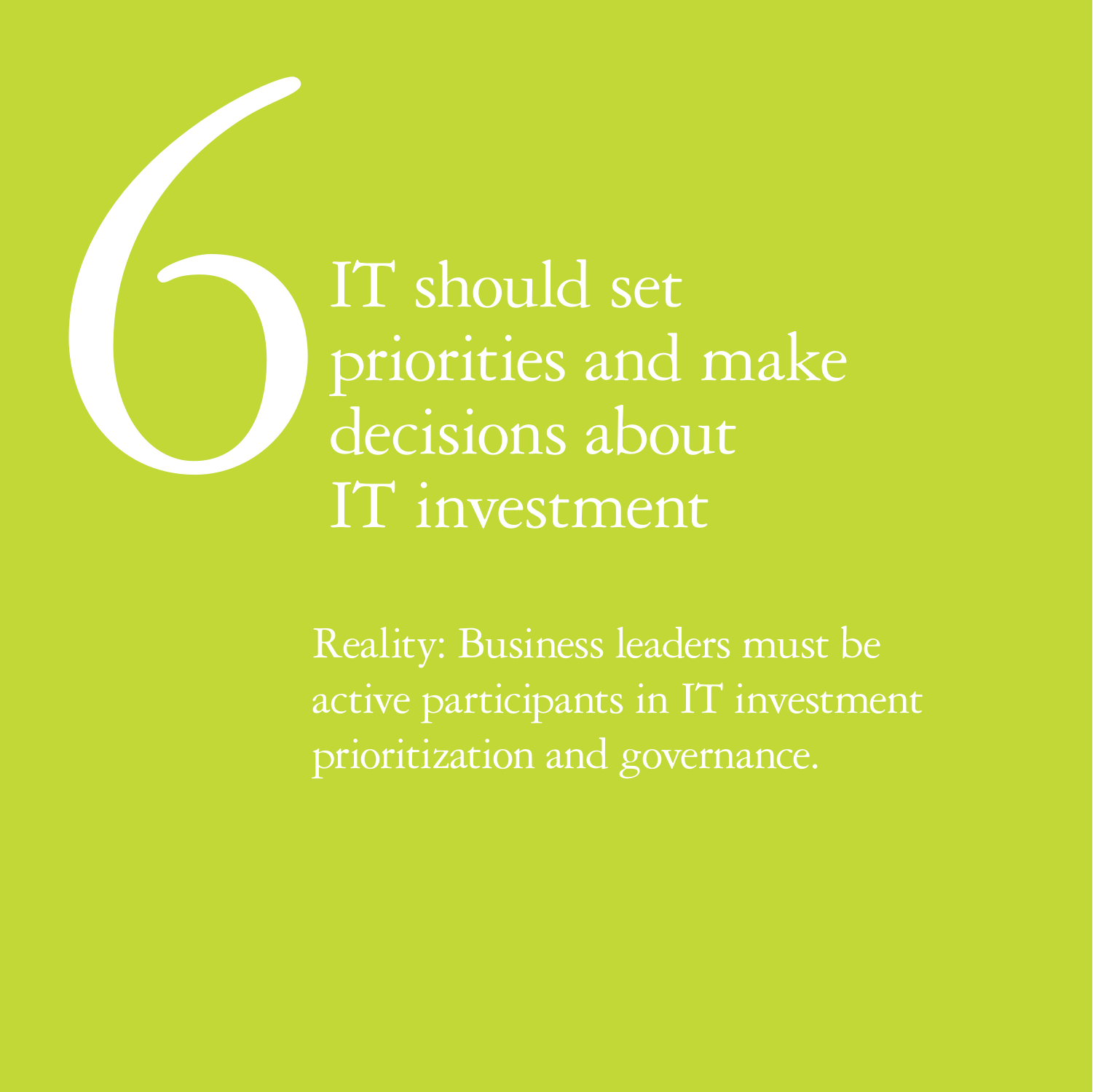# 6 IT should set priorities and make decisions about IT investment

Reality: Business leaders must be active participants in IT investment prioritization and governance.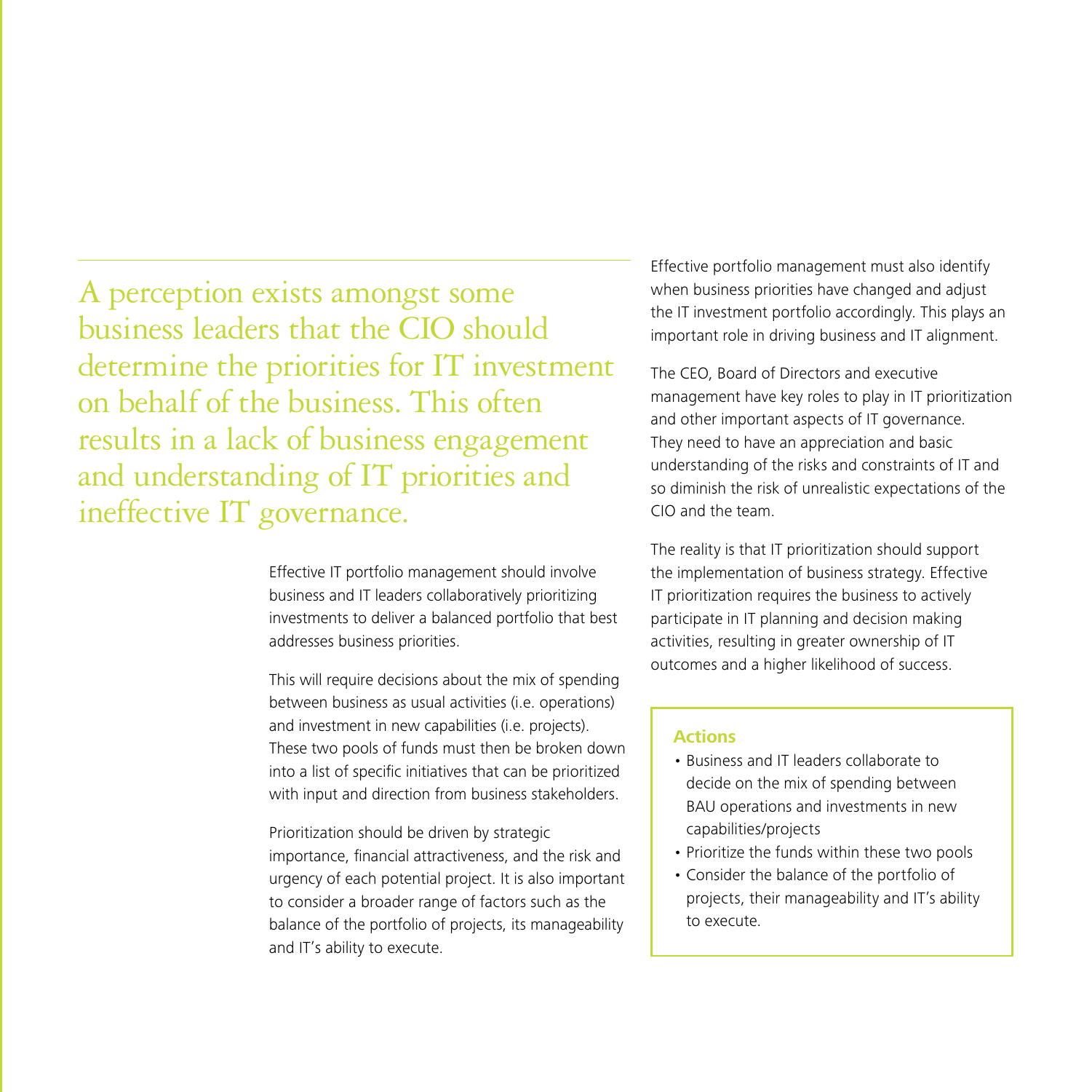> A perception exists amongst some business leaders that the CIO should determine the priorities for IT investment on behalf of the business. This often results in a lack of business engagement and understanding of IT priorities and ineffective IT governance.

Effective IT portfolio management should involve business and IT leaders collaboratively prioritizing investments to deliver a balanced portfolio that best addresses business priorities.

This will require decisions about the mix of spending between business as usual activities (i.e. operations) and investment in new capabilities (i.e. projects). These two pools of funds must then be broken down into a list of specific initiatives that can be prioritized with input and direction from business stakeholders.

Prioritization should be driven by strategic importance, financial attractiveness, and the risk and urgency of each potential project. It is also important to consider a broader range of factors such as the balance of the portfolio of projects, its manageability and IT's ability to execute.

Effective portfolio management must also identify when business priorities have changed and adjust the IT investment portfolio accordingly. This plays an important role in driving business and IT alignment.

The CEO, Board of Directors and executive management have key roles to play in IT prioritization and other important aspects of IT governance. They need to have an appreciation and basic understanding of the risks and constraints of IT and so diminish the risk of unrealistic expectations of the CIO and the team.

The reality is that IT prioritization should support the implementation of business strategy. Effective IT prioritization requires the business to actively participate in IT planning and decision making activities, resulting in greater ownership of IT outcomes and a higher likelihood of success.

**Actions**

- Business and IT leaders collaborate to decide on the mix of spending between BAU operations and investments in new capabilities/projects
- Prioritize the funds within these two pools
- Consider the balance of the portfolio of projects, their manageability and IT's ability to execute.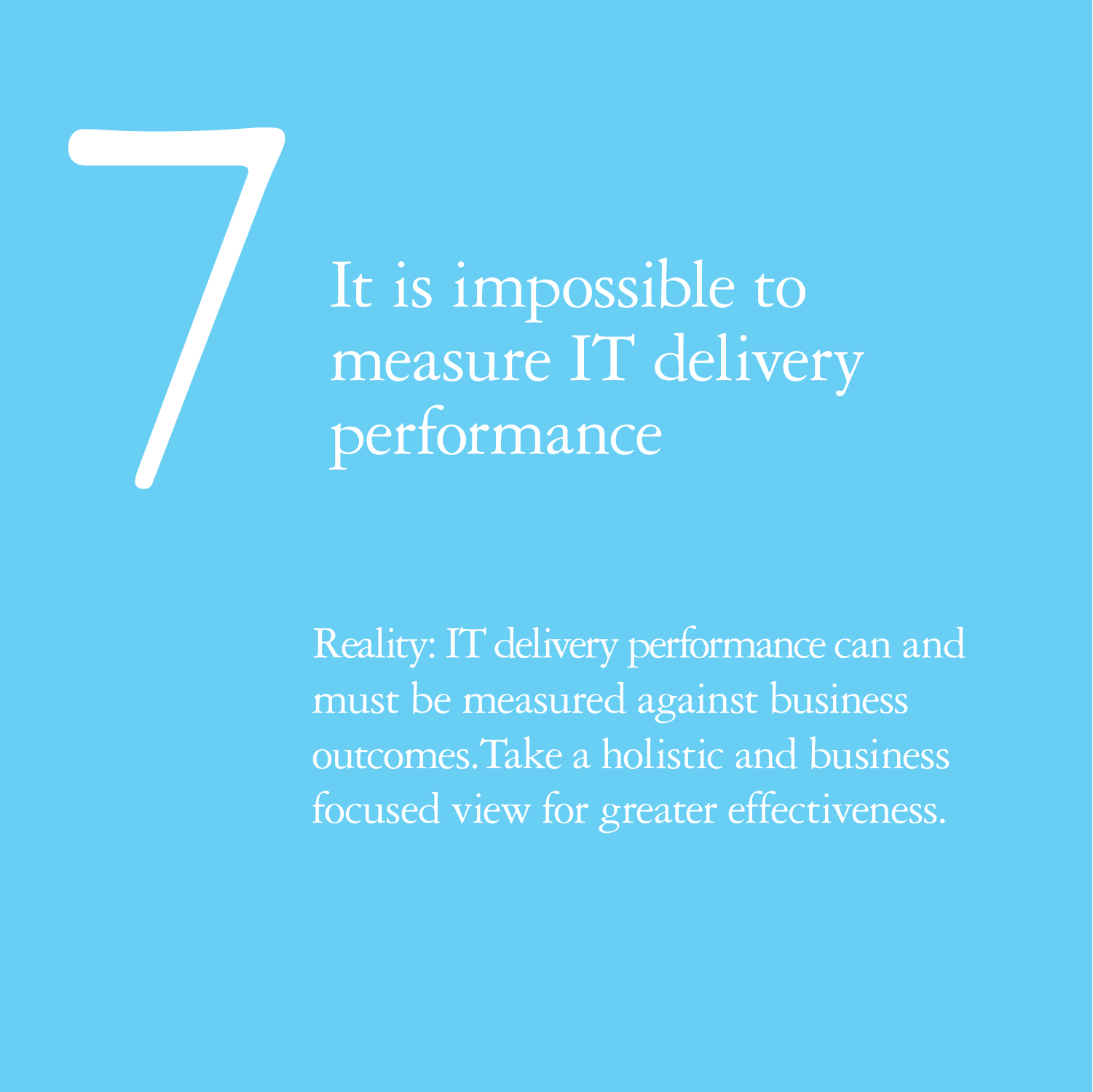# 7

## It is impossible to measure IT delivery performance

Reality: IT delivery performance can and must be measured against business outcomes. Take a holistic and business focused view for greater effectiveness.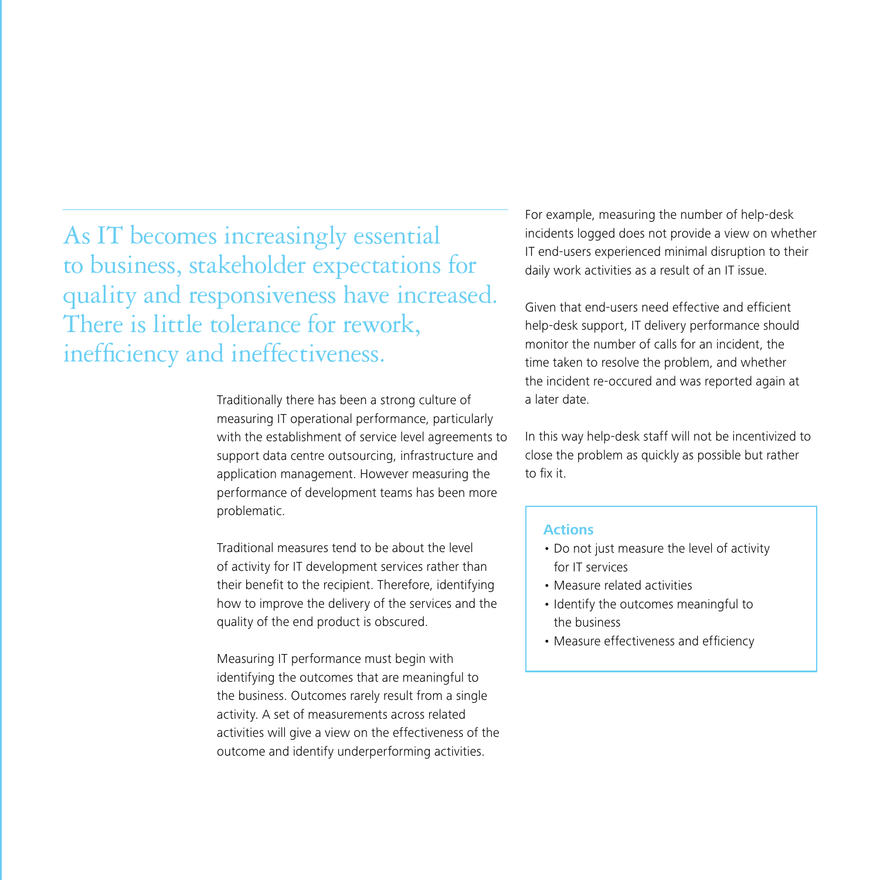As IT becomes increasingly essential to business, stakeholder expectations for quality and responsiveness have increased. There is little tolerance for rework, inefficiency and ineffectiveness.

Traditionally there has been a strong culture of measuring IT operational performance, particularly with the establishment of service level agreements to support data centre outsourcing, infrastructure and application management. However measuring the performance of development teams has been more problematic.

Traditional measures tend to be about the level of activity for IT development services rather than their benefit to the recipient. Therefore, identifying how to improve the delivery of the services and the quality of the end product is obscured.

Measuring IT performance must begin with identifying the outcomes that are meaningful to the business. Outcomes rarely result from a single activity. A set of measurements across related activities will give a view on the effectiveness of the outcome and identify underperforming activities.

For example, measuring the number of help-desk incidents logged does not provide a view on whether IT end-users experienced minimal disruption to their daily work activities as a result of an IT issue.

Given that end-users need effective and efficient help-desk support, IT delivery performance should monitor the number of calls for an incident, the time taken to resolve the problem, and whether the incident re-occured and was reported again at a later date.

In this way help-desk staff will not be incentivized to close the problem as quickly as possible but rather to fix it.

**Actions**

- Do not just measure the level of activity for IT services
- Measure related activities
- Identify the outcomes meaningful to the business
- Measure effectiveness and efficiency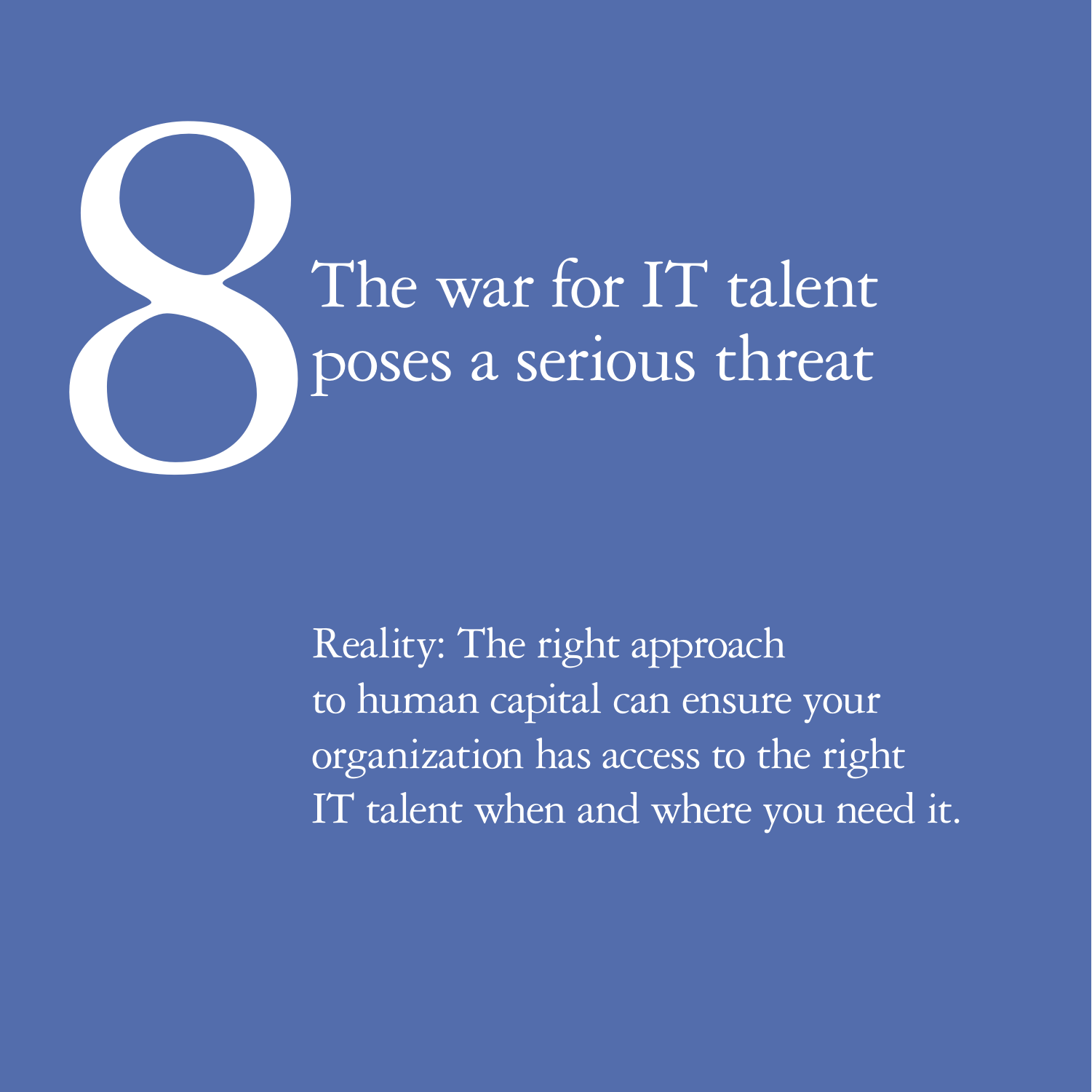# 8 The war for IT talent poses a serious threat

Reality: The right approach to human capital can ensure your organization has access to the right IT talent when and where you need it.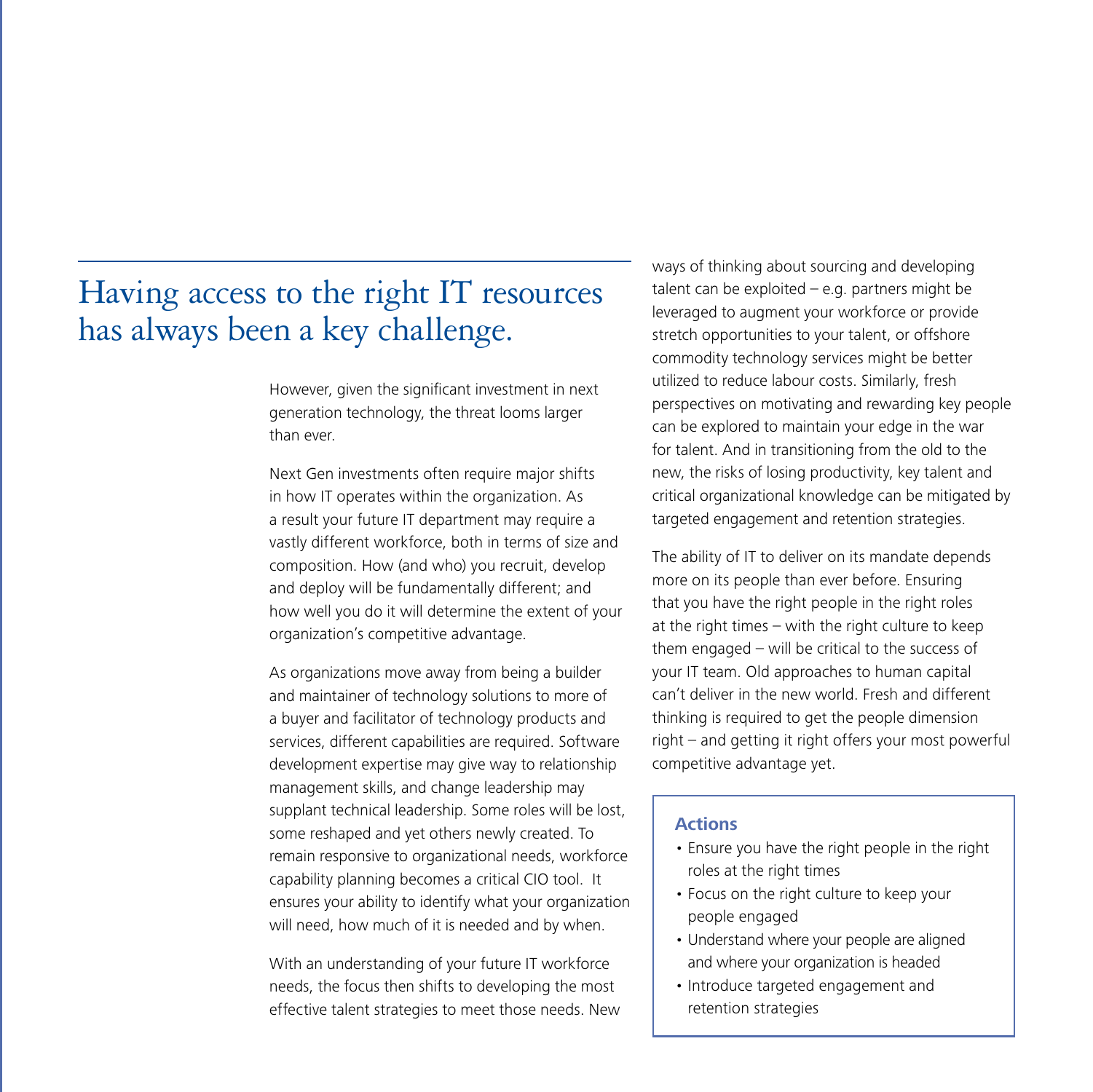# Having access to the right IT resources has always been a key challenge.

However, given the significant investment in next generation technology, the threat looms larger than ever.

Next Gen investments often require major shifts in how IT operates within the organization. As a result your future IT department may require a vastly different workforce, both in terms of size and composition. How (and who) you recruit, develop and deploy will be fundamentally different; and how well you do it will determine the extent of your organization's competitive advantage.

As organizations move away from being a builder and maintainer of technology solutions to more of a buyer and facilitator of technology products and services, different capabilities are required. Software development expertise may give way to relationship management skills, and change leadership may supplant technical leadership. Some roles will be lost, some reshaped and yet others newly created. To remain responsive to organizational needs, workforce capability planning becomes a critical CIO tool. It ensures your ability to identify what your organization will need, how much of it is needed and by when.

With an understanding of your future IT workforce needs, the focus then shifts to developing the most effective talent strategies to meet those needs. New ways of thinking about sourcing and developing talent can be exploited – e.g. partners might be leveraged to augment your workforce or provide stretch opportunities to your talent, or offshore commodity technology services might be better utilized to reduce labour costs. Similarly, fresh perspectives on motivating and rewarding key people can be explored to maintain your edge in the war for talent. And in transitioning from the old to the new, the risks of losing productivity, key talent and critical organizational knowledge can be mitigated by targeted engagement and retention strategies.

The ability of IT to deliver on its mandate depends more on its people than ever before. Ensuring that you have the right people in the right roles at the right times – with the right culture to keep them engaged – will be critical to the success of your IT team. Old approaches to human capital can't deliver in the new world. Fresh and different thinking is required to get the people dimension right – and getting it right offers your most powerful competitive advantage yet.

**Actions**

- Ensure you have the right people in the right roles at the right times
- Focus on the right culture to keep your people engaged
- Understand where your people are aligned and where your organization is headed
- Introduce targeted engagement and retention strategies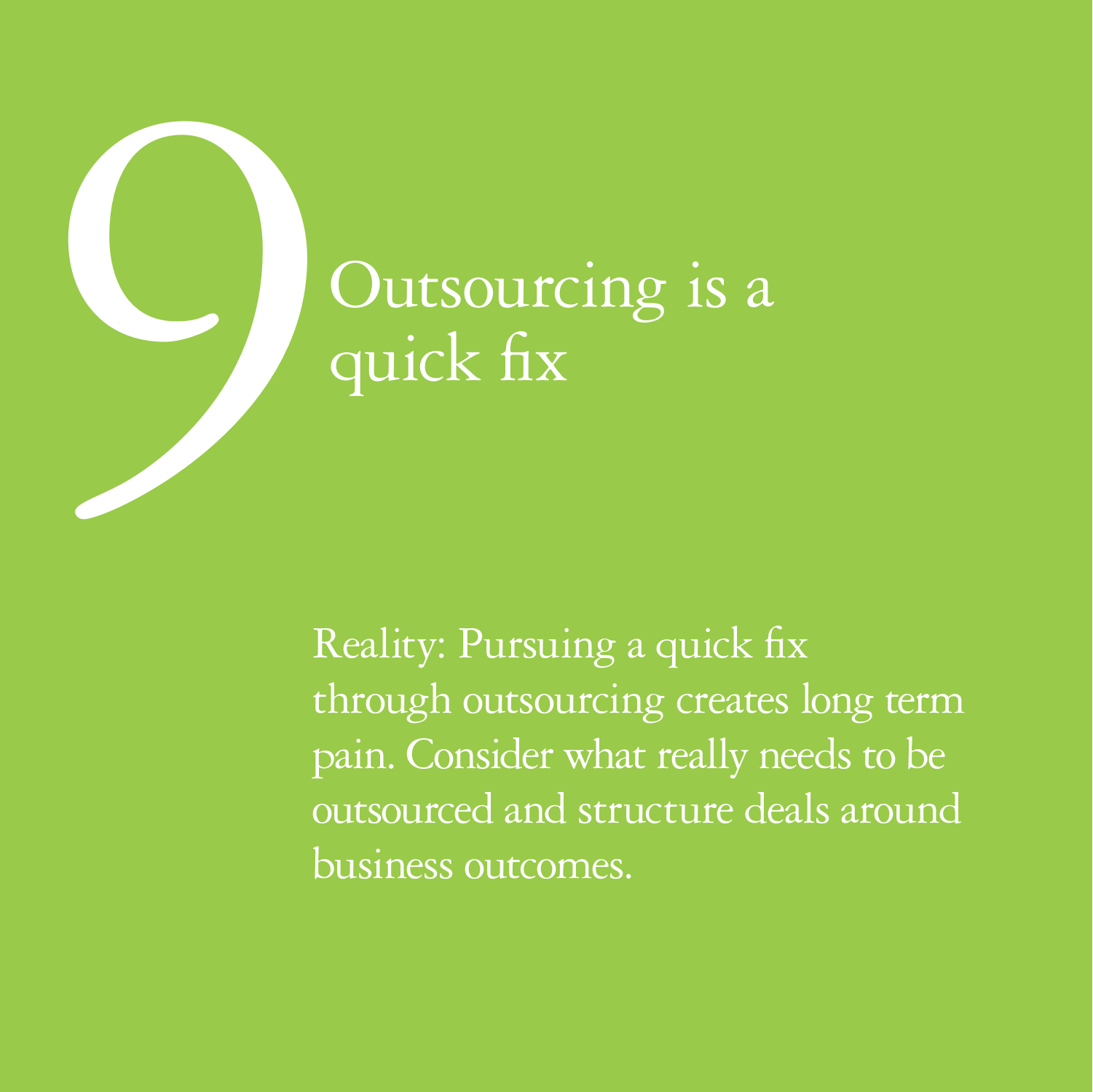# 9 Outsourcing is a quick fix

Reality: Pursuing a quick fix through outsourcing creates long term pain. Consider what really needs to be outsourced and structure deals around business outcomes.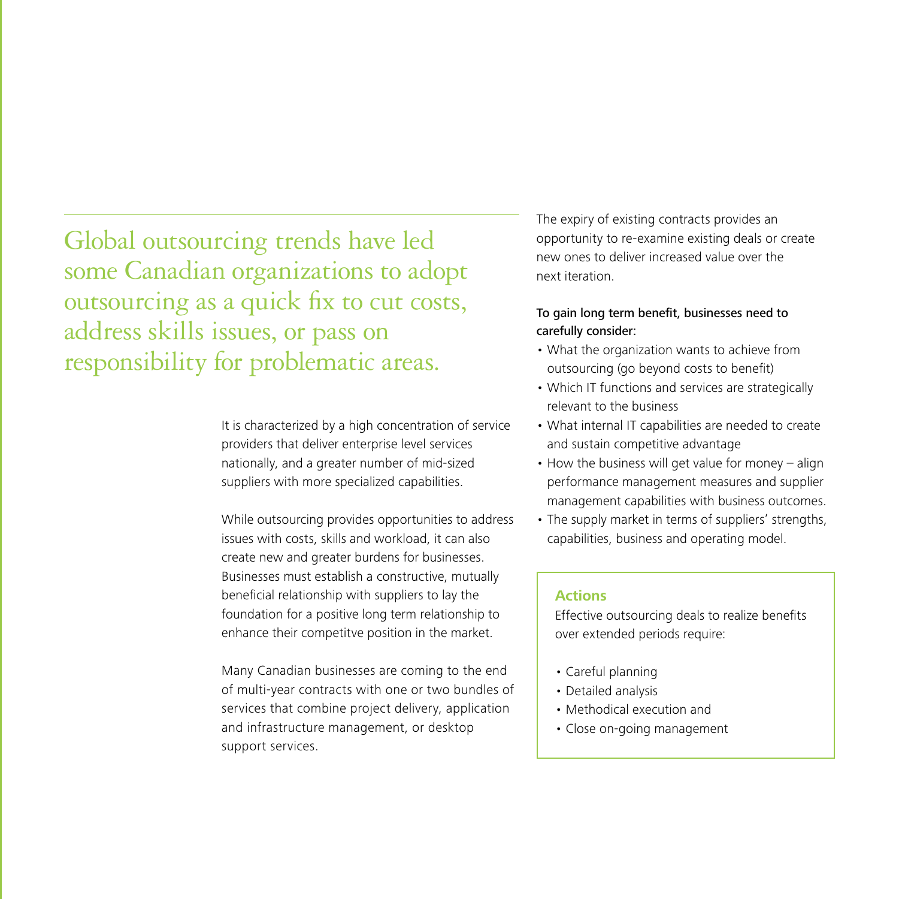Global outsourcing trends have led some Canadian organizations to adopt outsourcing as a quick fix to cut costs, address skills issues, or pass on responsibility for problematic areas.

It is characterized by a high concentration of service providers that deliver enterprise level services nationally, and a greater number of mid-sized suppliers with more specialized capabilities.

While outsourcing provides opportunities to address issues with costs, skills and workload, it can also create new and greater burdens for businesses. Businesses must establish a constructive, mutually beneficial relationship with suppliers to lay the foundation for a positive long term relationship to enhance their competitve position in the market.

Many Canadian businesses are coming to the end of multi-year contracts with one or two bundles of services that combine project delivery, application and infrastructure management, or desktop support services.

The expiry of existing contracts provides an opportunity to re-examine existing deals or create new ones to deliver increased value over the next iteration.

**To gain long term benefit, businesses need to carefully consider:**

- What the organization wants to achieve from outsourcing (go beyond costs to benefit)
- Which IT functions and services are strategically relevant to the business
- What internal IT capabilities are needed to create and sustain competitive advantage
- How the business will get value for money – align performance management measures and supplier management capabilities with business outcomes.
- The supply market in terms of suppliers' strengths, capabilities, business and operating model.

### Actions

Effective outsourcing deals to realize benefits over extended periods require:

- Careful planning
- Detailed analysis
- Methodical execution and
- Close on-going management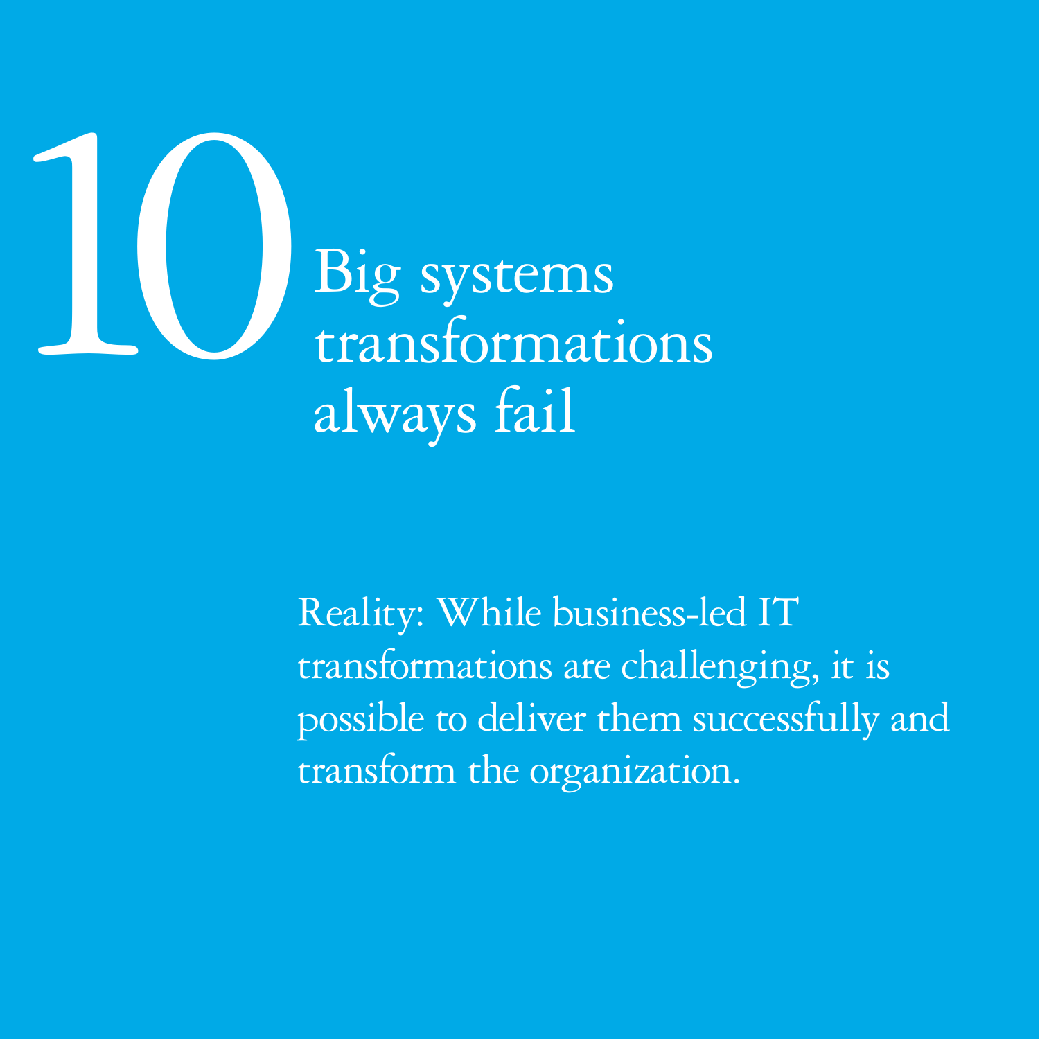# 10 Big systems transformations always fail

Reality: While business-led IT transformations are challenging, it is possible to deliver them successfully and transform the organization.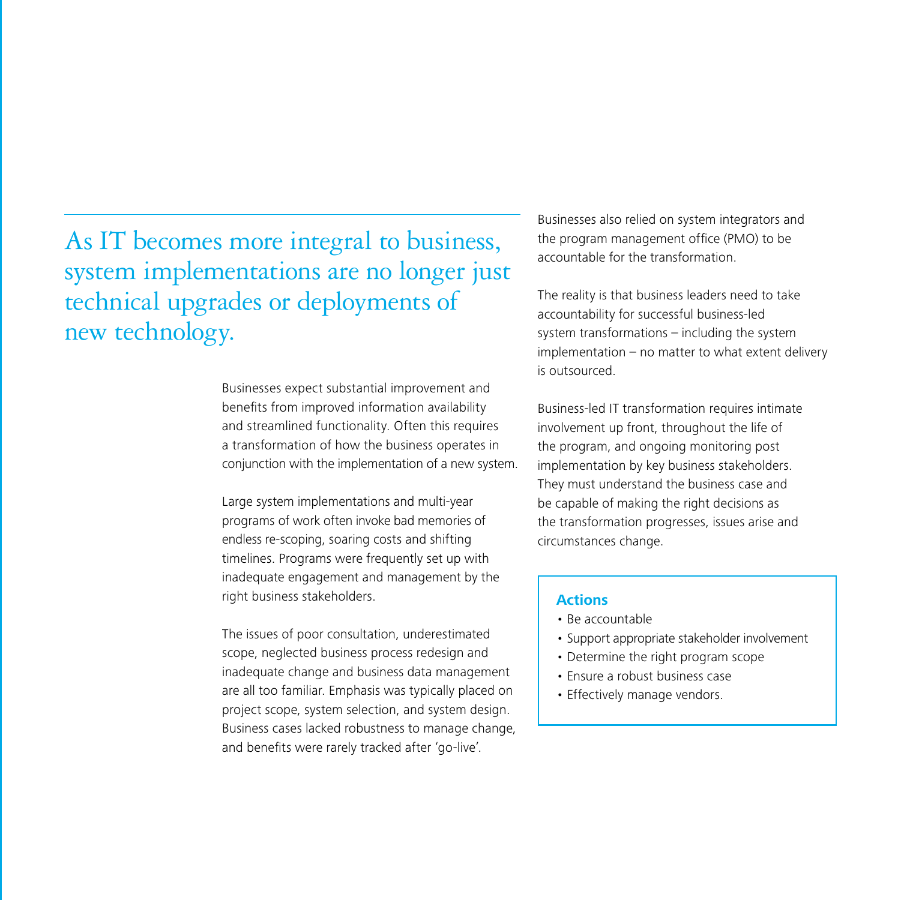## As IT becomes more integral to business, system implementations are no longer just technical upgrades or deployments of new technology.

Businesses expect substantial improvement and benefits from improved information availability and streamlined functionality. Often this requires a transformation of how the business operates in conjunction with the implementation of a new system.

Large system implementations and multi-year programs of work often invoke bad memories of endless re-scoping, soaring costs and shifting timelines. Programs were frequently set up with inadequate engagement and management by the right business stakeholders.

The issues of poor consultation, underestimated scope, neglected business process redesign and inadequate change and business data management are all too familiar. Emphasis was typically placed on project scope, system selection, and system design. Business cases lacked robustness to manage change, and benefits were rarely tracked after 'go-live'.

Businesses also relied on system integrators and the program management office (PMO) to be accountable for the transformation.

The reality is that business leaders need to take accountability for successful business-led system transformations – including the system implementation – no matter to what extent delivery is outsourced.

Business-led IT transformation requires intimate involvement up front, throughout the life of the program, and ongoing monitoring post implementation by key business stakeholders. They must understand the business case and be capable of making the right decisions as the transformation progresses, issues arise and circumstances change.

### Actions

- Be accountable
- Support appropriate stakeholder involvement
- Determine the right program scope
- Ensure a robust business case
- Effectively manage vendors.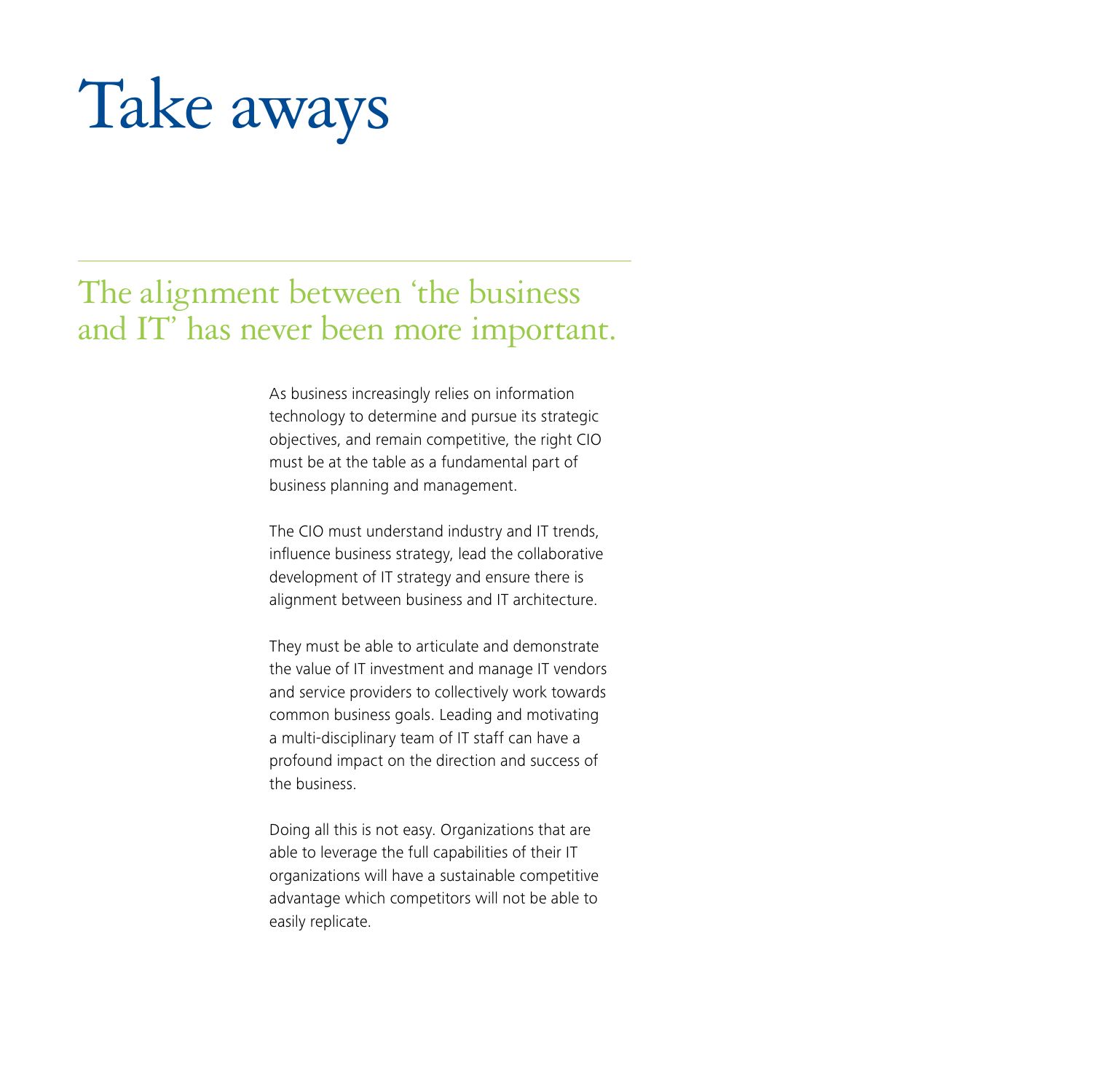# Take aways

## The alignment between 'the business and IT' has never been more important.

As business increasingly relies on information technology to determine and pursue its strategic objectives, and remain competitive, the right CIO must be at the table as a fundamental part of business planning and management.

The CIO must understand industry and IT trends, influence business strategy, lead the collaborative development of IT strategy and ensure there is alignment between business and IT architecture.

They must be able to articulate and demonstrate the value of IT investment and manage IT vendors and service providers to collectively work towards common business goals. Leading and motivating a multi-disciplinary team of IT staff can have a profound impact on the direction and success of the business.

Doing all this is not easy. Organizations that are able to leverage the full capabilities of their IT organizations will have a sustainable competitive advantage which competitors will not be able to easily replicate.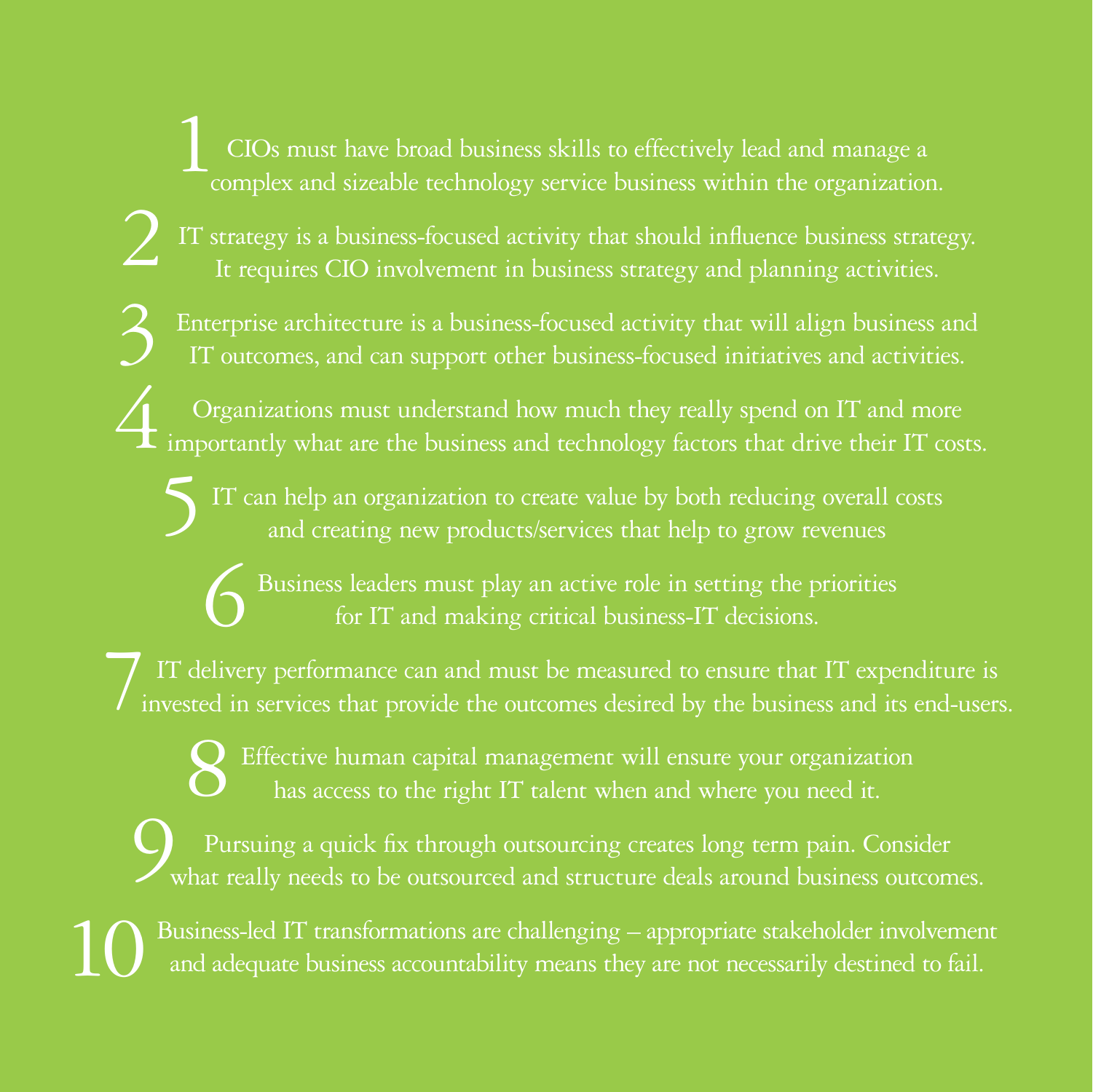1. CIOs must have broad business skills to effectively lead and manage a complex and sizeable technology service business within the organization.

2. IT strategy is a business-focused activity that should influence business strategy. It requires CIO involvement in business strategy and planning activities.

3. Enterprise architecture is a business-focused activity that will align business and IT outcomes, and can support other business-focused initiatives and activities.

4. Organizations must understand how much they really spend on IT and more importantly what are the business and technology factors that drive their IT costs.

5. IT can help an organization to create value by both reducing overall costs and creating new products/services that help to grow revenues

6. Business leaders must play an active role in setting the priorities for IT and making critical business-IT decisions.

7. IT delivery performance can and must be measured to ensure that IT expenditure is invested in services that provide the outcomes desired by the business and its end-users.

8. Effective human capital management will ensure your organization has access to the right IT talent when and where you need it.

9. Pursuing a quick fix through outsourcing creates long term pain. Consider what really needs to be outsourced and structure deals around business outcomes.

10. Business-led IT transformations are challenging – appropriate stakeholder involvement and adequate business accountability means they are not necessarily destined to fail.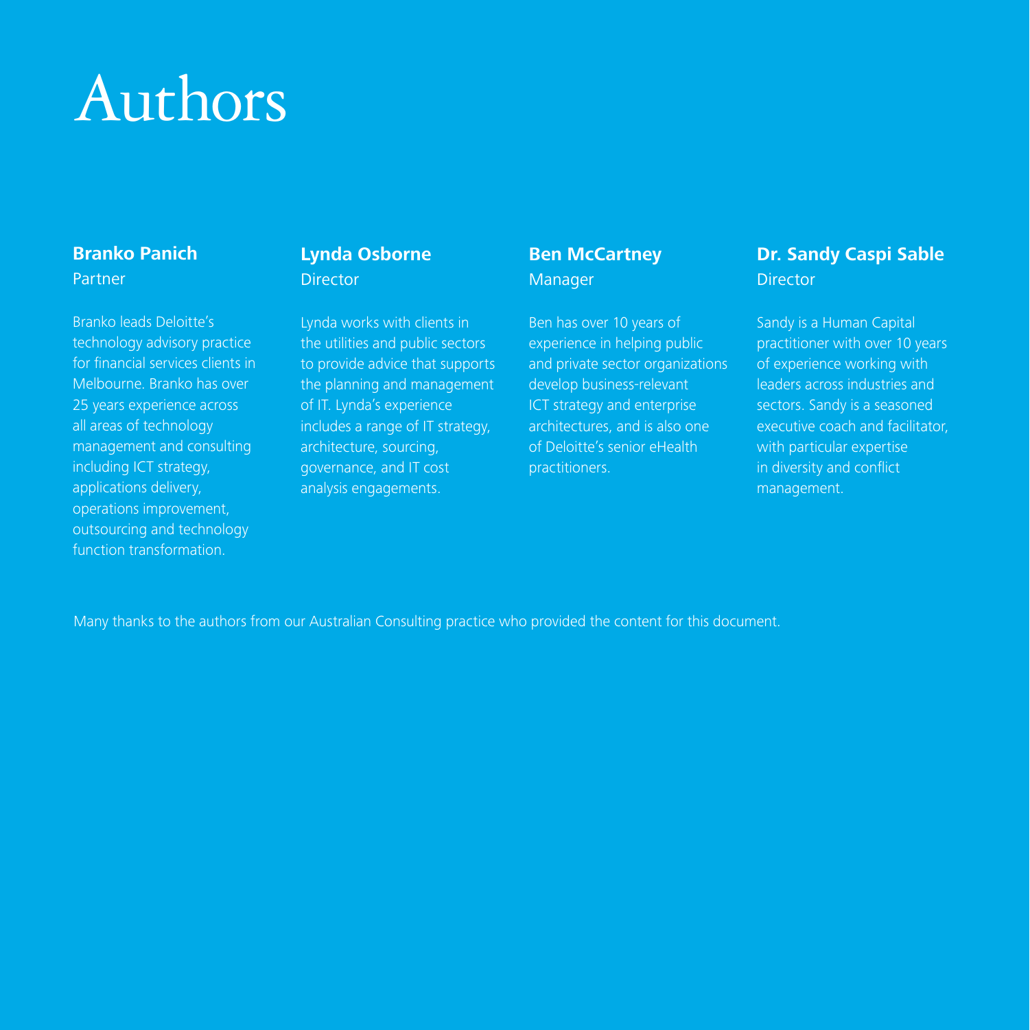# Authors

**Branko Panich**
Partner

Branko leads Deloitte's technology advisory practice for financial services clients in Melbourne. Branko has over 25 years experience across all areas of technology management and consulting including ICT strategy, applications delivery, operations improvement, outsourcing and technology function transformation.

**Lynda Osborne**
Director

Lynda works with clients in the utilities and public sectors to provide advice that supports the planning and management of IT. Lynda's experience includes a range of IT strategy, architecture, sourcing, governance, and IT cost analysis engagements.

**Ben McCartney**
Manager

Ben has over 10 years of experience in helping public and private sector organizations develop business-relevant ICT strategy and enterprise architectures, and is also one of Deloitte's senior eHealth practitioners.

**Dr. Sandy Caspi Sable**
Director

Sandy is a Human Capital practitioner with over 10 years of experience working with leaders across industries and sectors. Sandy is a seasoned executive coach and facilitator, with particular expertise in diversity and conflict management.

Many thanks to the authors from our Australian Consulting practice who provided the content for this document.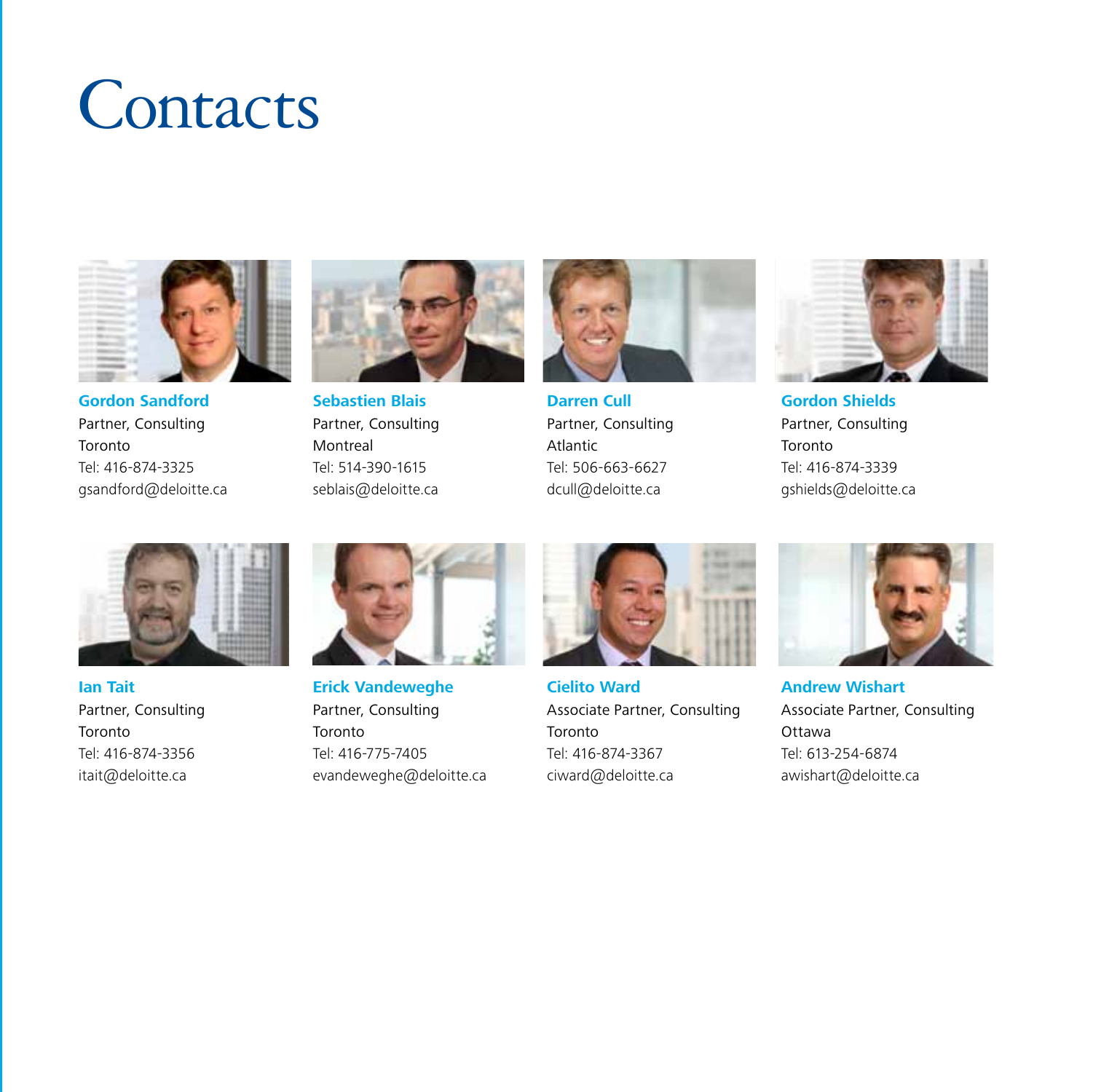# Contacts

**Gordon Sandford**
Partner, Consulting
Toronto
Tel: 416-874-3325
gsandford@deloitte.ca

**Sebastien Blais**
Partner, Consulting
Montreal
Tel: 514-390-1615
seblais@deloitte.ca

**Darren Cull**
Partner, Consulting
Atlantic
Tel: 506-663-6627
dcull@deloitte.ca

**Gordon Shields**
Partner, Consulting
Toronto
Tel: 416-874-3339
gshields@deloitte.ca

**Ian Tait**
Partner, Consulting
Toronto
Tel: 416-874-3356
itait@deloitte.ca

**Erick Vandeweghe**
Partner, Consulting
Toronto
Tel: 416-775-7405
evandeweghe@deloitte.ca

**Cielito Ward**
Associate Partner, Consulting
Toronto
Tel: 416-874-3367
ciward@deloitte.ca

**Andrew Wishart**
Associate Partner, Consulting
Ottawa
Tel: 613-254-6874
awishart@deloitte.ca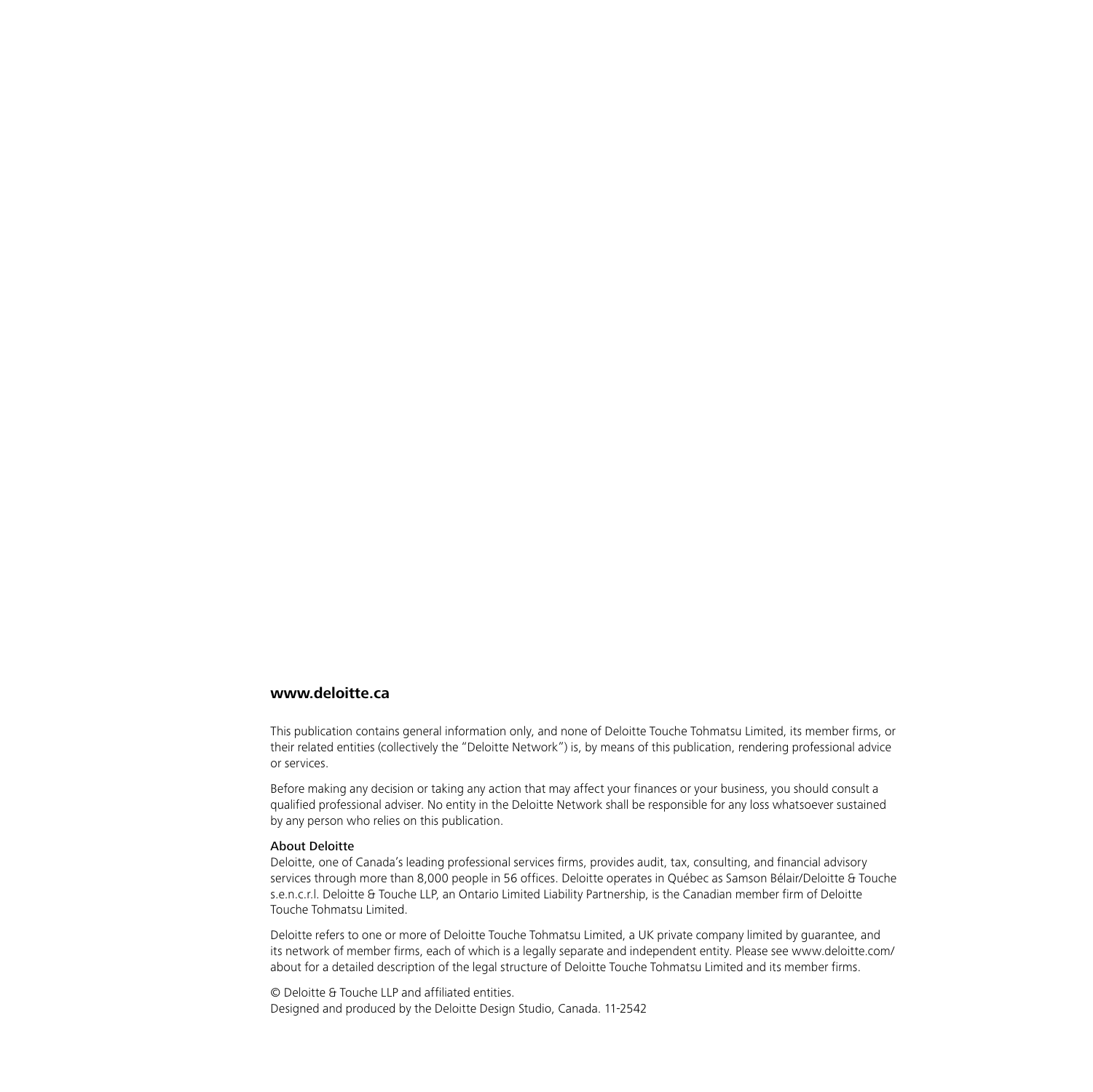**www.deloitte.ca**

This publication contains general information only, and none of Deloitte Touche Tohmatsu Limited, its member firms, or their related entities (collectively the "Deloitte Network") is, by means of this publication, rendering professional advice or services.

Before making any decision or taking any action that may affect your finances or your business, you should consult a qualified professional adviser. No entity in the Deloitte Network shall be responsible for any loss whatsoever sustained by any person who relies on this publication.

About Deloitte
Deloitte, one of Canada's leading professional services firms, provides audit, tax, consulting, and financial advisory services through more than 8,000 people in 56 offices. Deloitte operates in Québec as Samson Bélair/Deloitte & Touche s.e.n.c.r.l. Deloitte & Touche LLP, an Ontario Limited Liability Partnership, is the Canadian member firm of Deloitte Touche Tohmatsu Limited.

Deloitte refers to one or more of Deloitte Touche Tohmatsu Limited, a UK private company limited by guarantee, and its network of member firms, each of which is a legally separate and independent entity. Please see www.deloitte.com/about for a detailed description of the legal structure of Deloitte Touche Tohmatsu Limited and its member firms.

© Deloitte & Touche LLP and affiliated entities.
Designed and produced by the Deloitte Design Studio, Canada. 11-2542